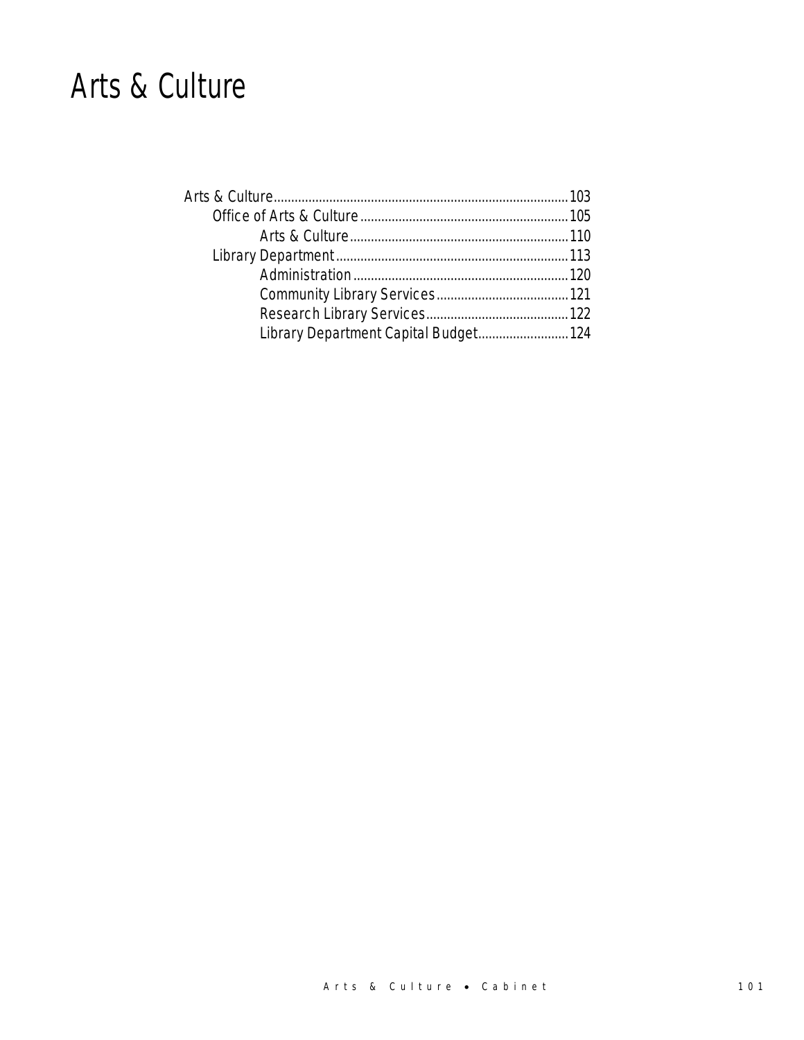# Arts & Culture

- Arts & Culture....................................................................................103
  - Office of Arts & Culture............................................................105
    - Arts & Culture...............................................................110
  - Library Department...................................................................113
    - Administration..............................................................120
    - Community Library Services......................................121
    - Research Library Services.........................................122
    - Library Department Capital Budget..........................124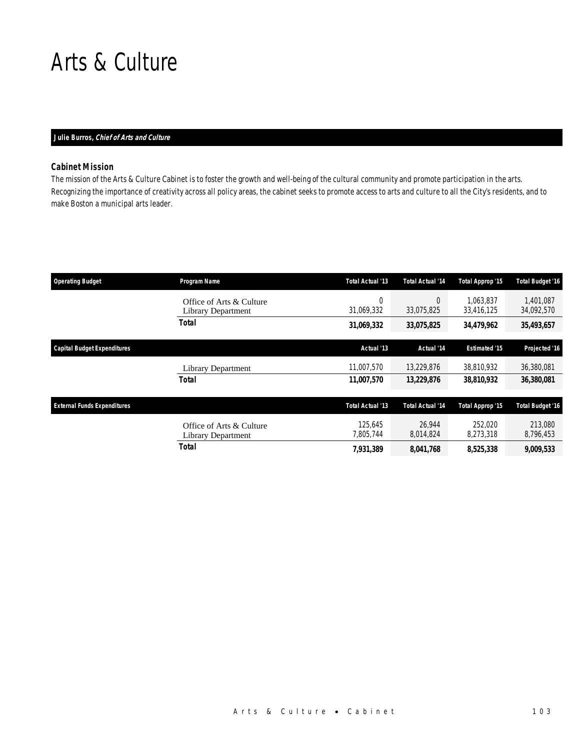# Arts & Culture

**Julie Burros, *Chief of Arts and Culture***

### Cabinet Mission

The mission of the Arts & Culture Cabinet is to foster the growth and well-being of the cultural community and promote participation in the arts. Recognizing the importance of creativity across all policy areas, the cabinet seeks to promote access to arts and culture to all the City's residents, and to make Boston a municipal arts leader.

| Operating Budget | Program Name | Total Actual '13 | Total Actual '14 | Total Approp '15 | Total Budget '16 |
|---|---|---|---|---|---|
| | Office of Arts & Culture | 0 | 0 | 1,063,837 | 1,401,087 |
| | Library Department | 31,069,332 | 33,075,825 | 33,416,125 | 34,092,570 |
| | **Total** | **31,069,332** | **33,075,825** | **34,479,962** | **35,493,657** |

| Capital Budget Expenditures | | Actual '13 | Actual '14 | Estimated '15 | Projected '16 |
|---|---|---|---|---|---|
| | Library Department | 11,007,570 | 13,229,876 | 38,810,932 | 36,380,081 |
| | **Total** | **11,007,570** | **13,229,876** | **38,810,932** | **36,380,081** |

| External Funds Expenditures | | Total Actual '13 | Total Actual '14 | Total Approp '15 | Total Budget '16 |
|---|---|---|---|---|---|
| | Office of Arts & Culture | 125,645 | 26,944 | 252,020 | 213,080 |
| | Library Department | 7,805,744 | 8,014,824 | 8,273,318 | 8,796,453 |
| | **Total** | **7,931,389** | **8,041,768** | **8,525,338** | **9,009,533** |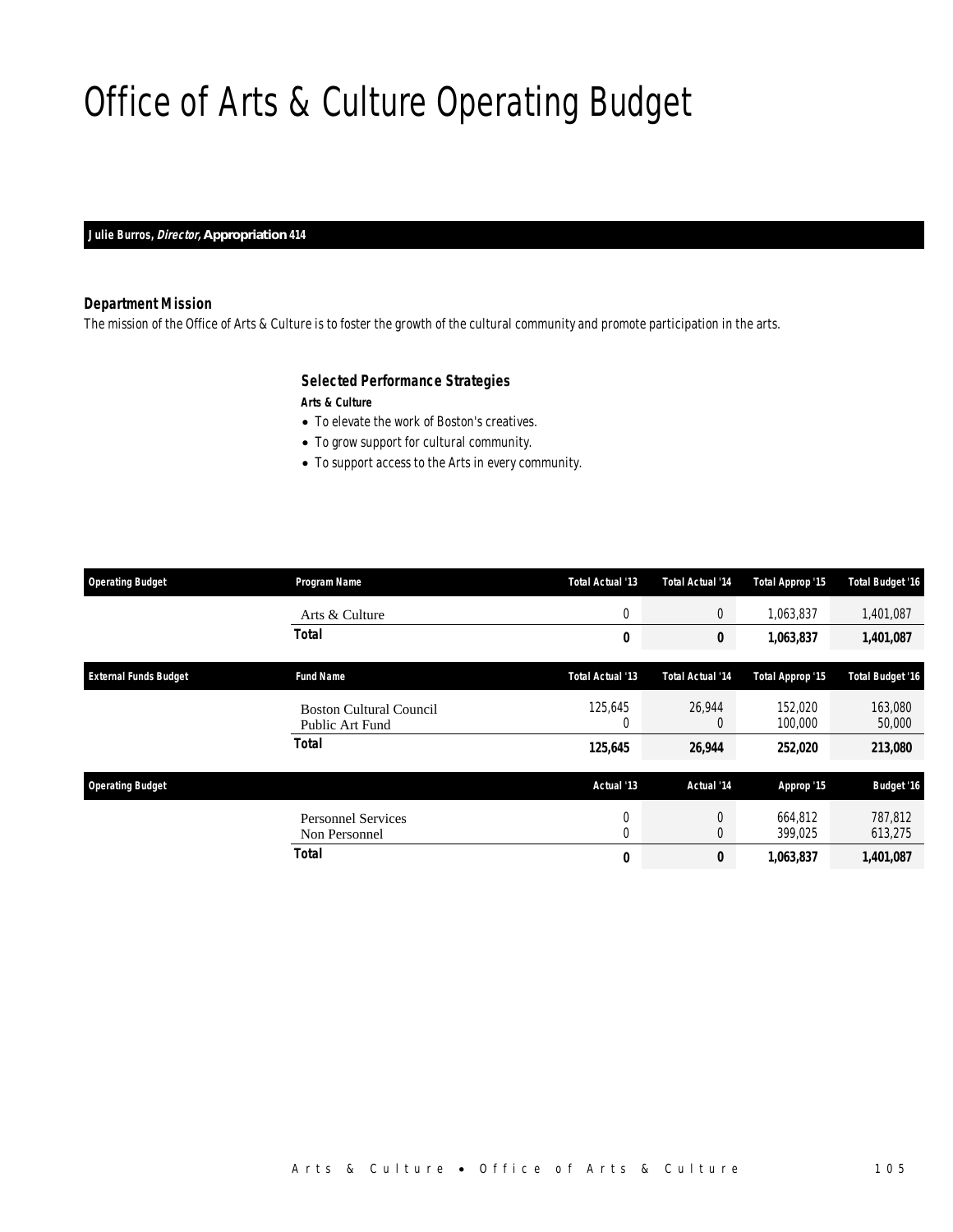# Office of Arts & Culture Operating Budget

**Julie Burros, *Director*, Appropriation 414**

### Department Mission

The mission of the Office of Arts & Culture is to foster the growth of the cultural community and promote participation in the arts.

### Selected Performance Strategies

**Arts & Culture**

- To elevate the work of Boston's creatives.
- To grow support for cultural community.
- To support access to the Arts in every community.

| Operating Budget | Program Name | Total Actual '13 | Total Actual '14 | Total Approp '15 | Total Budget '16 |
|---|---|---|---|---|---|
| | Arts & Culture | 0 | 0 | 1,063,837 | 1,401,087 |
| | **Total** | **0** | **0** | **1,063,837** | **1,401,087** |

| External Funds Budget | Fund Name | Total Actual '13 | Total Actual '14 | Total Approp '15 | Total Budget '16 |
|---|---|---|---|---|---|
| | Boston Cultural Council | 125,645 | 26,944 | 152,020 | 163,080 |
| | Public Art Fund | 0 | 0 | 100,000 | 50,000 |
| | **Total** | **125,645** | **26,944** | **252,020** | **213,080** |

| Operating Budget | | Actual '13 | Actual '14 | Approp '15 | Budget '16 |
|---|---|---|---|---|---|
| | Personnel Services | 0 | 0 | 664,812 | 787,812 |
| | Non Personnel | 0 | 0 | 399,025 | 613,275 |
| | **Total** | **0** | **0** | **1,063,837** | **1,401,087** |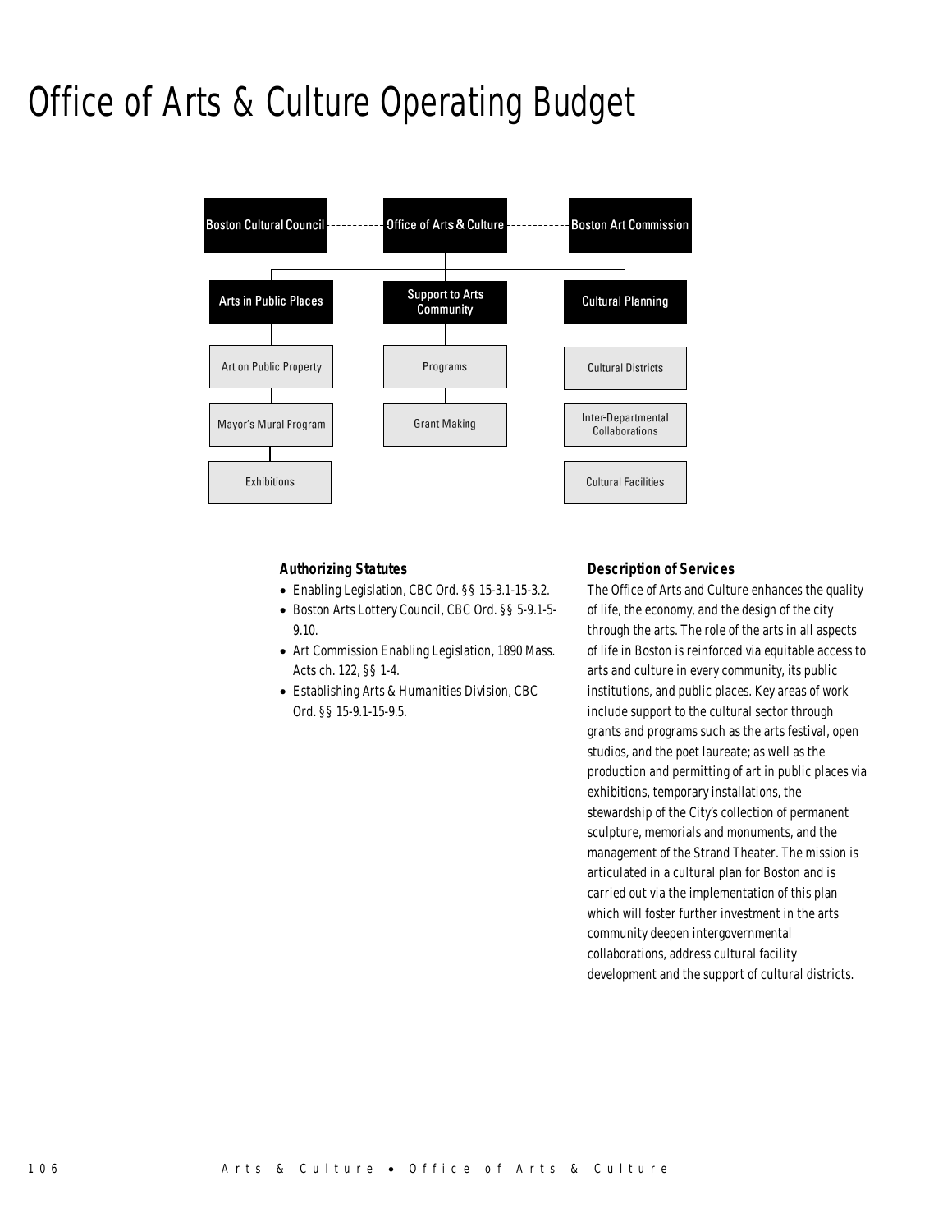# Office of Arts & Culture Operating Budget

Boston Cultural Council — Office of Arts & Culture — Boston Art Commission

- **Arts in Public Places**
  - Art on Public Property
  - Mayor's Mural Program
  - Exhibitions
- **Support to Arts Community**
  - Programs
  - Grant Making
- **Cultural Planning**
  - Cultural Districts
  - Inter-Departmental Collaborations
  - Cultural Facilities

### Authorizing Statutes

- Enabling Legislation, CBC Ord. §§ 15-3.1-15-3.2.
- Boston Arts Lottery Council, CBC Ord. §§ 5-9.1-5-9.10.
- Art Commission Enabling Legislation, 1890 Mass. Acts ch. 122, §§ 1-4.
- Establishing Arts & Humanities Division, CBC Ord. §§ 15-9.1-15-9.5.

### Description of Services

The Office of Arts and Culture enhances the quality of life, the economy, and the design of the city through the arts. The role of the arts in all aspects of life in Boston is reinforced via equitable access to arts and culture in every community, its public institutions, and public places. Key areas of work include support to the cultural sector through grants and programs such as the arts festival, open studios, and the poet laureate; as well as the production and permitting of art in public places via exhibitions, temporary installations, the stewardship of the City's collection of permanent sculpture, memorials and monuments, and the management of the Strand Theater. The mission is articulated in a cultural plan for Boston and is carried out via the implementation of this plan which will foster further investment in the arts community deepen intergovernmental collaborations, address cultural facility development and the support of cultural districts.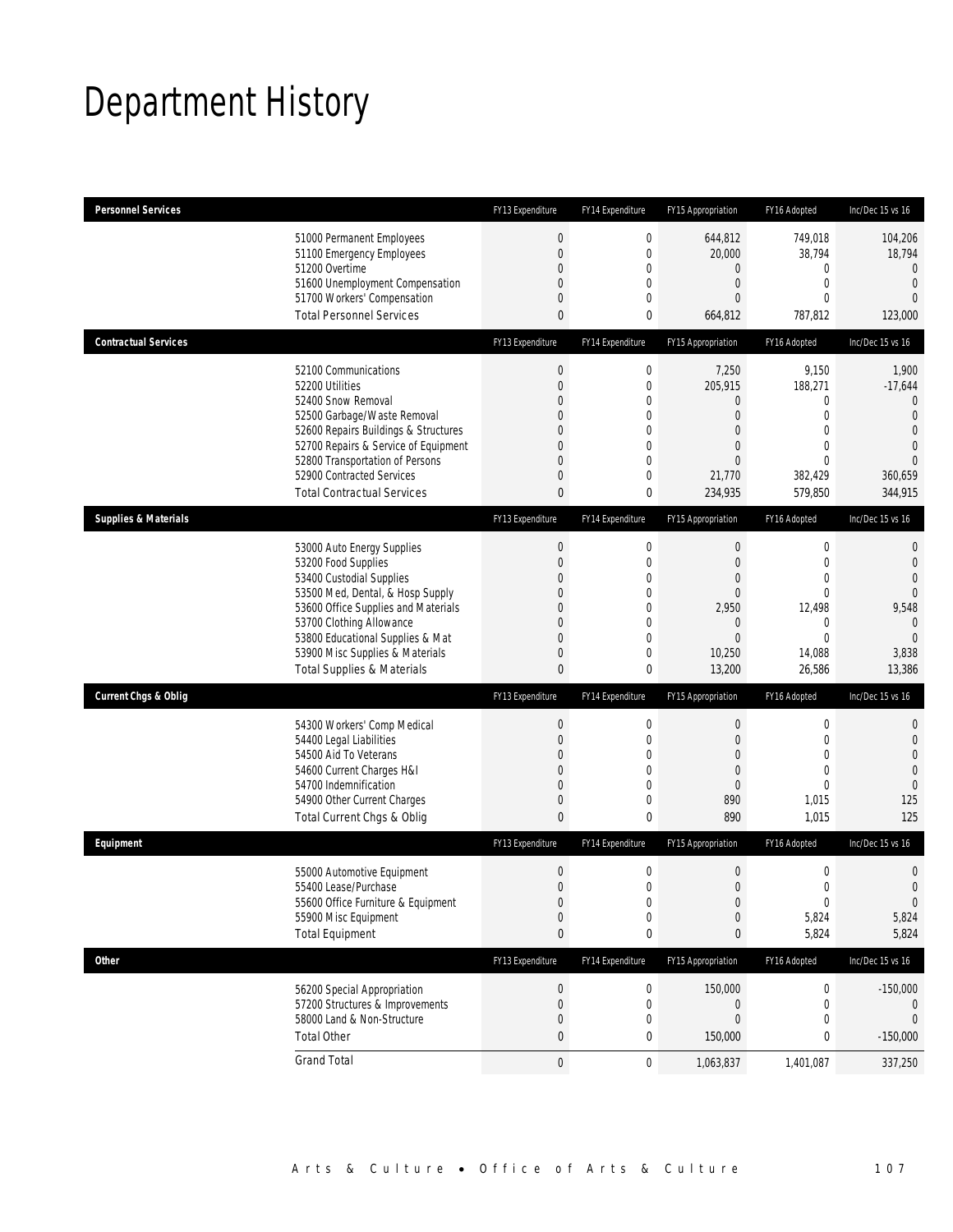# Department History

| Personnel Services | FY13 Expenditure | FY14 Expenditure | FY15 Appropriation | FY16 Adopted | Inc/Dec 15 vs 16 |
|---|---|---|---|---|---|
| 51000 Permanent Employees | 0 | 0 | 644,812 | 749,018 | 104,206 |
| 51100 Emergency Employees | 0 | 0 | 20,000 | 38,794 | 18,794 |
| 51200 Overtime | 0 | 0 | 0 | 0 | 0 |
| 51600 Unemployment Compensation | 0 | 0 | 0 | 0 | 0 |
| 51700 Workers' Compensation | 0 | 0 | 0 | 0 | 0 |
| Total Personnel Services | 0 | 0 | 664,812 | 787,812 | 123,000 |
| **Contractual Services** | **FY13 Expenditure** | **FY14 Expenditure** | **FY15 Appropriation** | **FY16 Adopted** | **Inc/Dec 15 vs 16** |
| 52100 Communications | 0 | 0 | 7,250 | 9,150 | 1,900 |
| 52200 Utilities | 0 | 0 | 205,915 | 188,271 | -17,644 |
| 52400 Snow Removal | 0 | 0 | 0 | 0 | 0 |
| 52500 Garbage/Waste Removal | 0 | 0 | 0 | 0 | 0 |
| 52600 Repairs Buildings & Structures | 0 | 0 | 0 | 0 | 0 |
| 52700 Repairs & Service of Equipment | 0 | 0 | 0 | 0 | 0 |
| 52800 Transportation of Persons | 0 | 0 | 0 | 0 | 0 |
| 52900 Contracted Services | 0 | 0 | 21,770 | 382,429 | 360,659 |
| Total Contractual Services | 0 | 0 | 234,935 | 579,850 | 344,915 |
| **Supplies & Materials** | **FY13 Expenditure** | **FY14 Expenditure** | **FY15 Appropriation** | **FY16 Adopted** | **Inc/Dec 15 vs 16** |
| 53000 Auto Energy Supplies | 0 | 0 | 0 | 0 | 0 |
| 53200 Food Supplies | 0 | 0 | 0 | 0 | 0 |
| 53400 Custodial Supplies | 0 | 0 | 0 | 0 | 0 |
| 53500 Med, Dental, & Hosp Supply | 0 | 0 | 0 | 0 | 0 |
| 53600 Office Supplies and Materials | 0 | 0 | 2,950 | 12,498 | 9,548 |
| 53700 Clothing Allowance | 0 | 0 | 0 | 0 | 0 |
| 53800 Educational Supplies & Mat | 0 | 0 | 0 | 0 | 0 |
| 53900 Misc Supplies & Materials | 0 | 0 | 10,250 | 14,088 | 3,838 |
| Total Supplies & Materials | 0 | 0 | 13,200 | 26,586 | 13,386 |
| **Current Chgs & Oblig** | **FY13 Expenditure** | **FY14 Expenditure** | **FY15 Appropriation** | **FY16 Adopted** | **Inc/Dec 15 vs 16** |
| 54300 Workers' Comp Medical | 0 | 0 | 0 | 0 | 0 |
| 54400 Legal Liabilities | 0 | 0 | 0 | 0 | 0 |
| 54500 Aid To Veterans | 0 | 0 | 0 | 0 | 0 |
| 54600 Current Charges H&I | 0 | 0 | 0 | 0 | 0 |
| 54700 Indemnification | 0 | 0 | 0 | 0 | 0 |
| 54900 Other Current Charges | 0 | 0 | 890 | 1,015 | 125 |
| Total Current Chgs & Oblig | 0 | 0 | 890 | 1,015 | 125 |
| **Equipment** | **FY13 Expenditure** | **FY14 Expenditure** | **FY15 Appropriation** | **FY16 Adopted** | **Inc/Dec 15 vs 16** |
| 55000 Automotive Equipment | 0 | 0 | 0 | 0 | 0 |
| 55400 Lease/Purchase | 0 | 0 | 0 | 0 | 0 |
| 55600 Office Furniture & Equipment | 0 | 0 | 0 | 0 | 0 |
| 55900 Misc Equipment | 0 | 0 | 0 | 5,824 | 5,824 |
| Total Equipment | 0 | 0 | 0 | 5,824 | 5,824 |
| **Other** | **FY13 Expenditure** | **FY14 Expenditure** | **FY15 Appropriation** | **FY16 Adopted** | **Inc/Dec 15 vs 16** |
| 56200 Special Appropriation | 0 | 0 | 150,000 | 0 | -150,000 |
| 57200 Structures & Improvements | 0 | 0 | 0 | 0 | 0 |
| 58000 Land & Non-Structure | 0 | 0 | 0 | 0 | 0 |
| Total Other | 0 | 0 | 150,000 | 0 | -150,000 |
| Grand Total | 0 | 0 | 1,063,837 | 1,401,087 | 337,250 |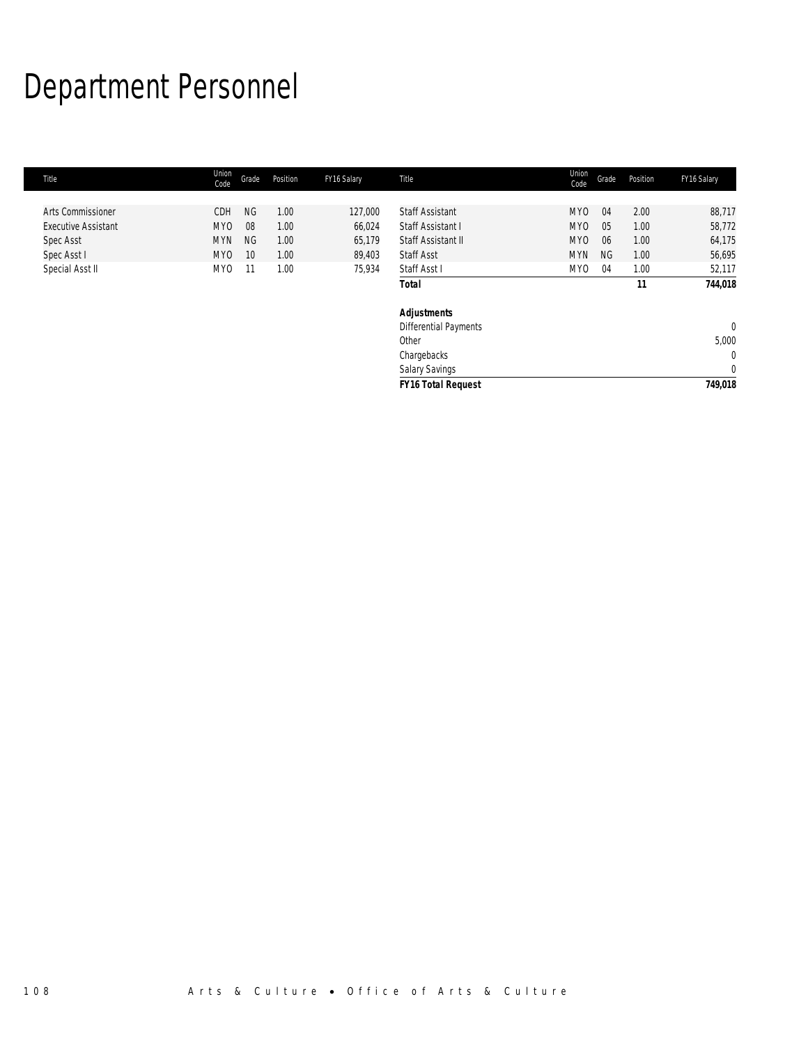# Department Personnel

| Title | Union Code | Grade | Position | FY16 Salary |
|---|---|---|---|---|
| Arts Commissioner | CDH | NG | 1.00 | 127,000 |
| Executive Assistant | MYO | 08 | 1.00 | 66,024 |
| Spec Asst | MYN | NG | 1.00 | 65,179 |
| Spec Asst I | MYO | 10 | 1.00 | 89,403 |
| Special Asst II | MYO | 11 | 1.00 | 75,934 |
| Staff Assistant | MYO | 04 | 2.00 | 88,717 |
| Staff Assistant I | MYO | 05 | 1.00 | 58,772 |
| Staff Assistant II | MYO | 06 | 1.00 | 64,175 |
| Staff Asst | MYN | NG | 1.00 | 56,695 |
| Staff Asst I | MYO | 04 | 1.00 | 52,117 |
| **Total** | | | **11** | **744,018** |
| ***Adjustments*** | | | | |
| Differential Payments | | | | 0 |
| Other | | | | 5,000 |
| Chargebacks | | | | 0 |
| Salary Savings | | | | 0 |
| ***FY16 Total Request*** | | | | ***749,018*** |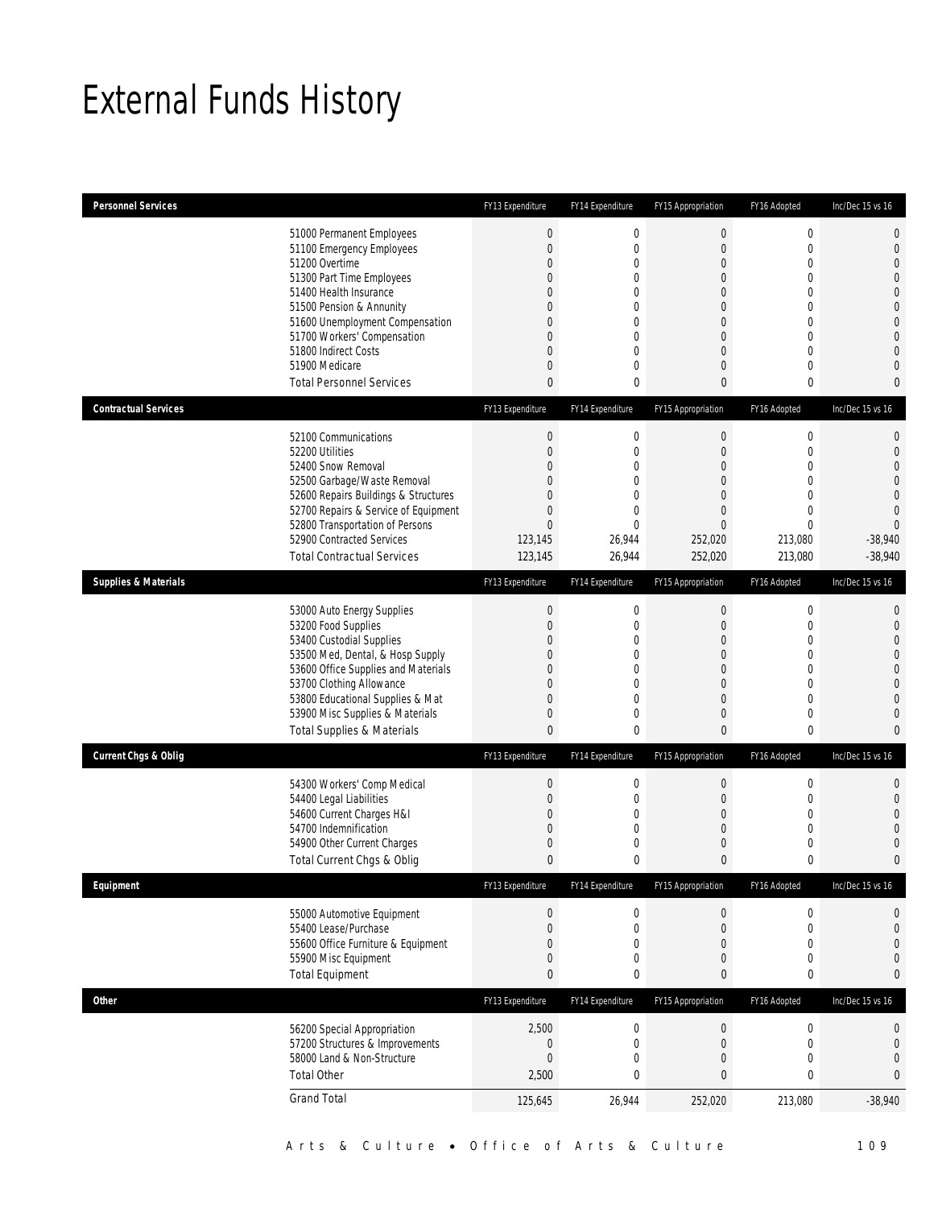# External Funds History

| Personnel Services | FY13 Expenditure | FY14 Expenditure | FY15 Appropriation | FY16 Adopted | Inc/Dec 15 vs 16 |
|---|---|---|---|---|---|
| 51000 Permanent Employees | 0 | 0 | 0 | 0 | 0 |
| 51100 Emergency Employees | 0 | 0 | 0 | 0 | 0 |
| 51200 Overtime | 0 | 0 | 0 | 0 | 0 |
| 51300 Part Time Employees | 0 | 0 | 0 | 0 | 0 |
| 51400 Health Insurance | 0 | 0 | 0 | 0 | 0 |
| 51500 Pension & Annunity | 0 | 0 | 0 | 0 | 0 |
| 51600 Unemployment Compensation | 0 | 0 | 0 | 0 | 0 |
| 51700 Workers' Compensation | 0 | 0 | 0 | 0 | 0 |
| 51800 Indirect Costs | 0 | 0 | 0 | 0 | 0 |
| 51900 Medicare | 0 | 0 | 0 | 0 | 0 |
| Total Personnel Services | 0 | 0 | 0 | 0 | 0 |

| Contractual Services | FY13 Expenditure | FY14 Expenditure | FY15 Appropriation | FY16 Adopted | Inc/Dec 15 vs 16 |
|---|---|---|---|---|---|
| 52100 Communications | 0 | 0 | 0 | 0 | 0 |
| 52200 Utilities | 0 | 0 | 0 | 0 | 0 |
| 52400 Snow Removal | 0 | 0 | 0 | 0 | 0 |
| 52500 Garbage/Waste Removal | 0 | 0 | 0 | 0 | 0 |
| 52600 Repairs Buildings & Structures | 0 | 0 | 0 | 0 | 0 |
| 52700 Repairs & Service of Equipment | 0 | 0 | 0 | 0 | 0 |
| 52800 Transportation of Persons | 0 | 0 | 0 | 0 | 0 |
| 52900 Contracted Services | 123,145 | 26,944 | 252,020 | 213,080 | -38,940 |
| Total Contractual Services | 123,145 | 26,944 | 252,020 | 213,080 | -38,940 |

| Supplies & Materials | FY13 Expenditure | FY14 Expenditure | FY15 Appropriation | FY16 Adopted | Inc/Dec 15 vs 16 |
|---|---|---|---|---|---|
| 53000 Auto Energy Supplies | 0 | 0 | 0 | 0 | 0 |
| 53200 Food Supplies | 0 | 0 | 0 | 0 | 0 |
| 53400 Custodial Supplies | 0 | 0 | 0 | 0 | 0 |
| 53500 Med, Dental, & Hosp Supply | 0 | 0 | 0 | 0 | 0 |
| 53600 Office Supplies and Materials | 0 | 0 | 0 | 0 | 0 |
| 53700 Clothing Allowance | 0 | 0 | 0 | 0 | 0 |
| 53800 Educational Supplies & Mat | 0 | 0 | 0 | 0 | 0 |
| 53900 Misc Supplies & Materials | 0 | 0 | 0 | 0 | 0 |
| Total Supplies & Materials | 0 | 0 | 0 | 0 | 0 |

| Current Chgs & Oblig | FY13 Expenditure | FY14 Expenditure | FY15 Appropriation | FY16 Adopted | Inc/Dec 15 vs 16 |
|---|---|---|---|---|---|
| 54300 Workers' Comp Medical | 0 | 0 | 0 | 0 | 0 |
| 54400 Legal Liabilities | 0 | 0 | 0 | 0 | 0 |
| 54600 Current Charges H&I | 0 | 0 | 0 | 0 | 0 |
| 54700 Indemnification | 0 | 0 | 0 | 0 | 0 |
| 54900 Other Current Charges | 0 | 0 | 0 | 0 | 0 |
| Total Current Chgs & Oblig | 0 | 0 | 0 | 0 | 0 |

| Equipment | FY13 Expenditure | FY14 Expenditure | FY15 Appropriation | FY16 Adopted | Inc/Dec 15 vs 16 |
|---|---|---|---|---|---|
| 55000 Automotive Equipment | 0 | 0 | 0 | 0 | 0 |
| 55400 Lease/Purchase | 0 | 0 | 0 | 0 | 0 |
| 55600 Office Furniture & Equipment | 0 | 0 | 0 | 0 | 0 |
| 55900 Misc Equipment | 0 | 0 | 0 | 0 | 0 |
| Total Equipment | 0 | 0 | 0 | 0 | 0 |

| Other | FY13 Expenditure | FY14 Expenditure | FY15 Appropriation | FY16 Adopted | Inc/Dec 15 vs 16 |
|---|---|---|---|---|---|
| 56200 Special Appropriation | 2,500 | 0 | 0 | 0 | 0 |
| 57200 Structures & Improvements | 0 | 0 | 0 | 0 | 0 |
| 58000 Land & Non-Structure | 0 | 0 | 0 | 0 | 0 |
| Total Other | 2,500 | 0 | 0 | 0 | 0 |
| Grand Total | 125,645 | 26,944 | 252,020 | 213,080 | -38,940 |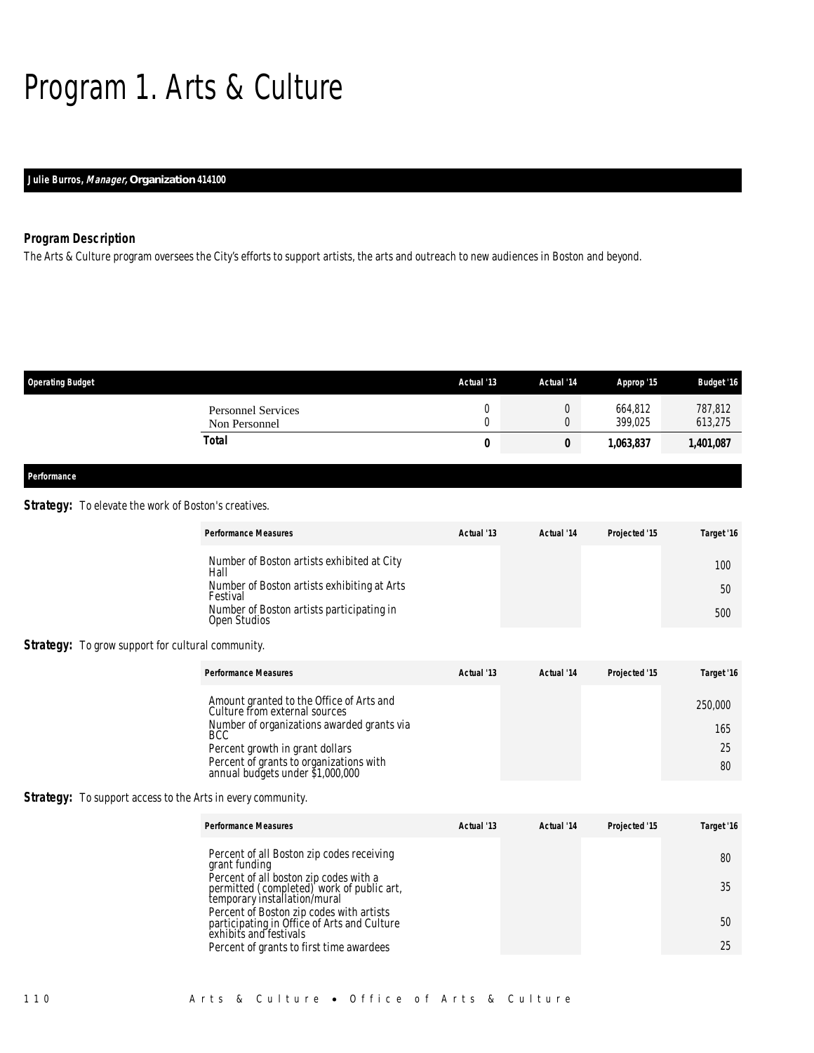# Program 1. Arts & Culture

**Julie Burros, *Manager*, Organization 414100**

### Program Description

The Arts & Culture program oversees the City's efforts to support artists, the arts and outreach to new audiences in Boston and beyond.

| Operating Budget | Actual '13 | Actual '14 | Approp '15 | Budget '16 |
|---|---|---|---|---|
| Personnel Services | 0 | 0 | 664,812 | 787,812 |
| Non Personnel | 0 | 0 | 399,025 | 613,275 |
| **Total** | **0** | **0** | **1,063,837** | **1,401,087** |

### Performance

**Strategy:** To elevate the work of Boston's creatives.

| Performance Measures | Actual '13 | Actual '14 | Projected '15 | Target '16 |
|---|---|---|---|---|
| Number of Boston artists exhibited at City Hall | | | | 100 |
| Number of Boston artists exhibiting at Arts Festival | | | | 50 |
| Number of Boston artists participating in Open Studios | | | | 500 |

**Strategy:** To grow support for cultural community.

| Performance Measures | Actual '13 | Actual '14 | Projected '15 | Target '16 |
|---|---|---|---|---|
| Amount granted to the Office of Arts and Culture from external sources | | | | 250,000 |
| Number of organizations awarded grants via BCC | | | | 165 |
| Percent growth in grant dollars | | | | 25 |
| Percent of grants to organizations with annual budgets under $1,000,000 | | | | 80 |

**Strategy:** To support access to the Arts in every community.

| Performance Measures | Actual '13 | Actual '14 | Projected '15 | Target '16 |
|---|---|---|---|---|
| Percent of all Boston zip codes receiving grant funding | | | | 80 |
| Percent of all boston zip codes with a permitted (completed) work of public art, temporary installation/mural | | | | 35 |
| Percent of Boston zip codes with artists participating in Office of Arts and Culture exhibits and festivals | | | | 50 |
| Percent of grants to first time awardees | | | | 25 |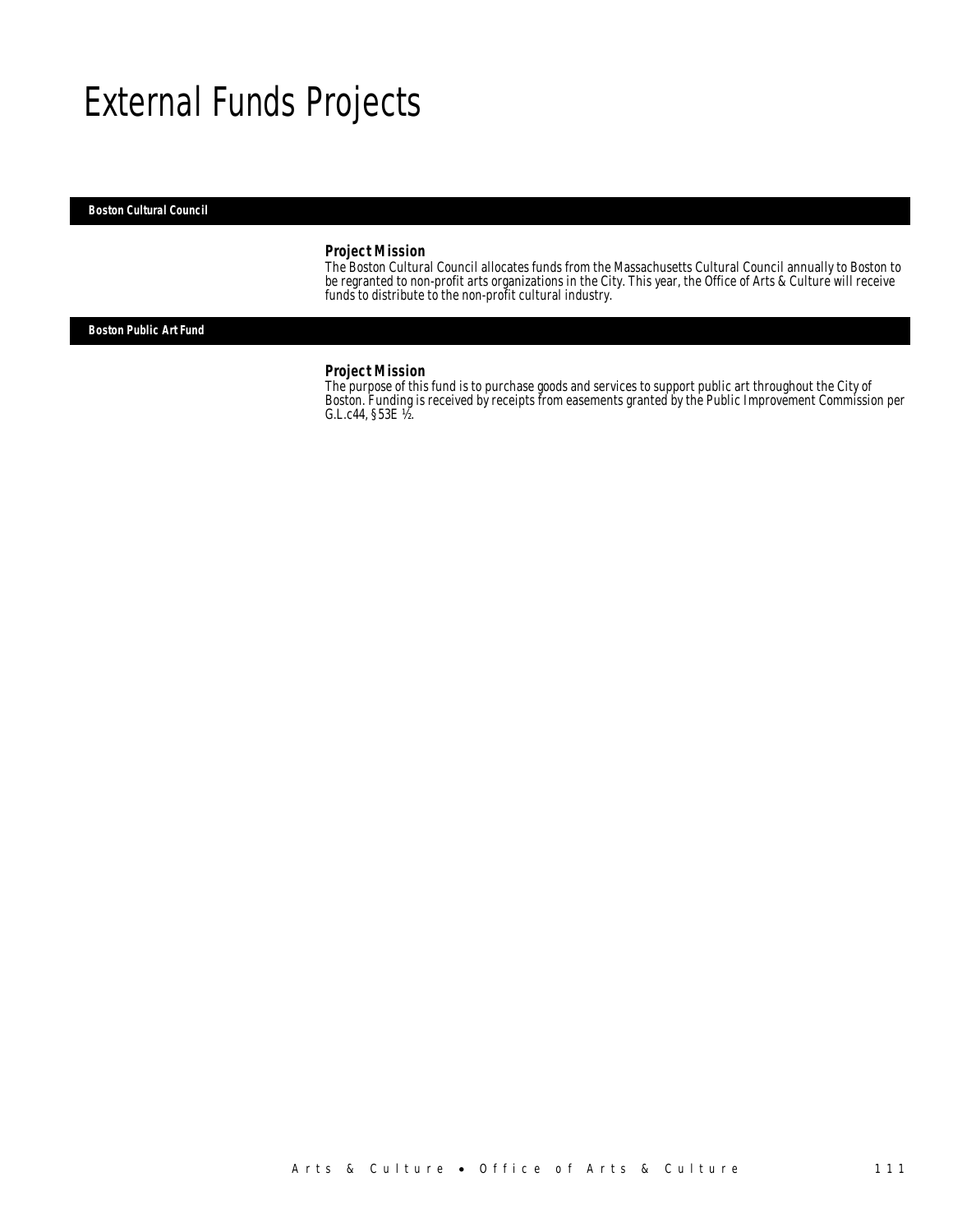# External Funds Projects

## Boston Cultural Council

### Project Mission

The Boston Cultural Council allocates funds from the Massachusetts Cultural Council annually to Boston to be regranted to non-profit arts organizations in the City. This year, the Office of Arts & Culture will receive funds to distribute to the non-profit cultural industry.

## Boston Public Art Fund

### Project Mission

The purpose of this fund is to purchase goods and services to support public art throughout the City of Boston. Funding is received by receipts from easements granted by the Public Improvement Commission per G.L.c44, §53E ½.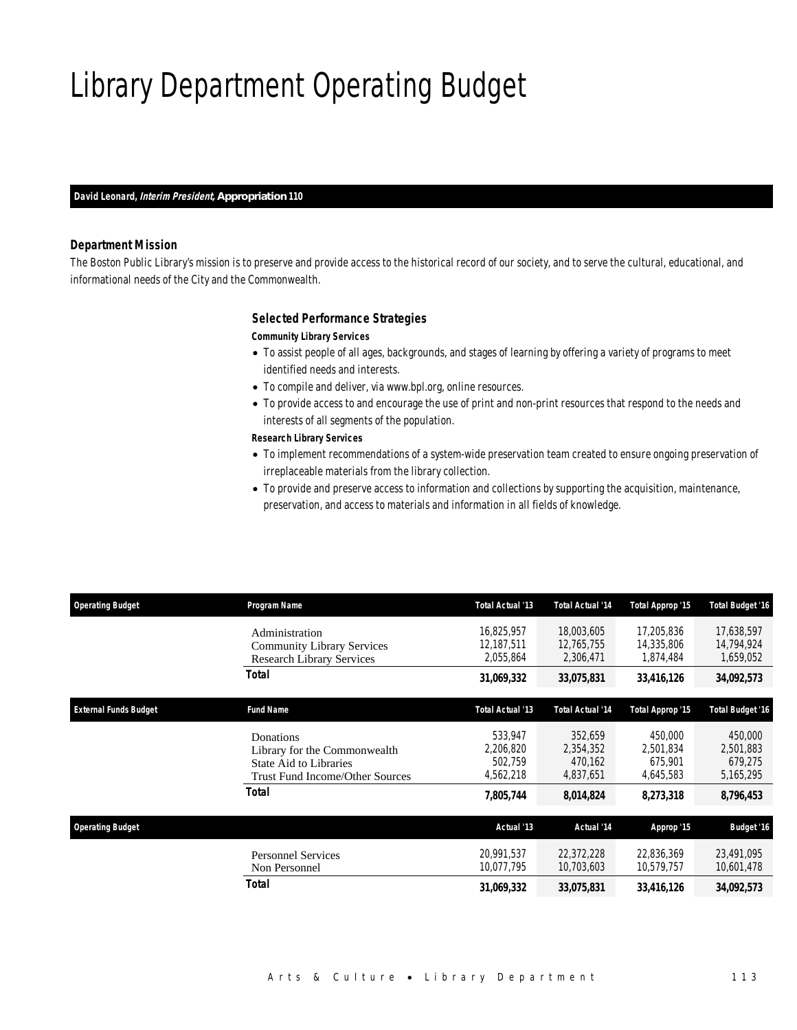# Library Department Operating Budget

***David Leonard, Interim President, Appropriation 110***

### Department Mission

*The Boston Public Library's mission is to preserve and provide access to the historical record of our society, and to serve the cultural, educational, and informational needs of the City and the Commonwealth.*

### Selected Performance Strategies

**Community Library Services**

- To assist people of all ages, backgrounds, and stages of learning by offering a variety of programs to meet identified needs and interests.
- To compile and deliver, via www.bpl.org, online resources.
- To provide access to and encourage the use of print and non-print resources that respond to the needs and interests of all segments of the population.

**Research Library Services**

- To implement recommendations of a system-wide preservation team created to ensure ongoing preservation of irreplaceable materials from the library collection.
- To provide and preserve access to information and collections by supporting the acquisition, maintenance, preservation, and access to materials and information in all fields of knowledge.

| Operating Budget | Program Name | Total Actual '13 | Total Actual '14 | Total Approp '15 | Total Budget '16 |
|---|---|---|---|---|---|
| | Administration | 16,825,957 | 18,003,605 | 17,205,836 | 17,638,597 |
| | Community Library Services | 12,187,511 | 12,765,755 | 14,335,806 | 14,794,924 |
| | Research Library Services | 2,055,864 | 2,306,471 | 1,874,484 | 1,659,052 |
| | **Total** | **31,069,332** | **33,075,831** | **33,416,126** | **34,092,573** |

| External Funds Budget | Fund Name | Total Actual '13 | Total Actual '14 | Total Approp '15 | Total Budget '16 |
|---|---|---|---|---|---|
| | Donations | 533,947 | 352,659 | 450,000 | 450,000 |
| | Library for the Commonwealth | 2,206,820 | 2,354,352 | 2,501,834 | 2,501,883 |
| | State Aid to Libraries | 502,759 | 470,162 | 675,901 | 679,275 |
| | Trust Fund Income/Other Sources | 4,562,218 | 4,837,651 | 4,645,583 | 5,165,295 |
| | **Total** | **7,805,744** | **8,014,824** | **8,273,318** | **8,796,453** |

| Operating Budget | | Actual '13 | Actual '14 | Approp '15 | Budget '16 |
|---|---|---|---|---|---|
| | Personnel Services | 20,991,537 | 22,372,228 | 22,836,369 | 23,491,095 |
| | Non Personnel | 10,077,795 | 10,703,603 | 10,579,757 | 10,601,478 |
| | **Total** | **31,069,332** | **33,075,831** | **33,416,126** | **34,092,573** |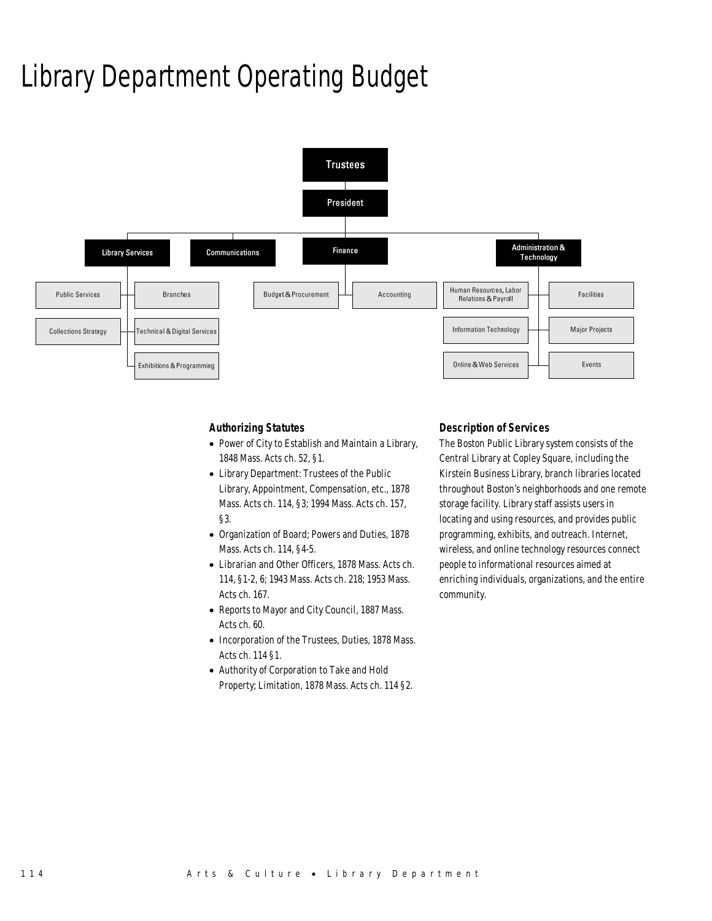# Library Department Operating Budget

- Trustees
  - President
    - Library Services
      - Public Services
      - Collections Strategy
      - Branches
      - Technical & Digital Services
      - Exhibitions & Programming
    - Communications
    - Finance
      - Budget & Procurement
      - Accounting
    - Administration & Technology
      - Human Resources, Labor Relations & Payroll
      - Information Technology
      - Online & Web Services
      - Facilities
      - Major Projects
      - Events

### Authorizing Statutes

- Power of City to Establish and Maintain a Library, 1848 Mass. Acts ch. 52, §1.
- Library Department: Trustees of the Public Library, Appointment, Compensation, etc., 1878 Mass. Acts ch. 114, §3; 1994 Mass. Acts ch. 157, §3.
- Organization of Board; Powers and Duties, 1878 Mass. Acts ch. 114, §4-5.
- Librarian and Other Officers, 1878 Mass. Acts ch. 114, §1-2, 6; 1943 Mass. Acts ch. 218; 1953 Mass. Acts ch. 167.
- Reports to Mayor and City Council, 1887 Mass. Acts ch. 60.
- Incorporation of the Trustees, Duties, 1878 Mass. Acts ch. 114 §1.
- Authority of Corporation to Take and Hold Property; Limitation, 1878 Mass. Acts ch. 114 §2.

### Description of Services

The Boston Public Library system consists of the Central Library at Copley Square, including the Kirstein Business Library, branch libraries located throughout Boston's neighborhoods and one remote storage facility. Library staff assists users in locating and using resources, and provides public programming, exhibits, and outreach. Internet, wireless, and online technology resources connect people to informational resources aimed at enriching individuals, organizations, and the entire community.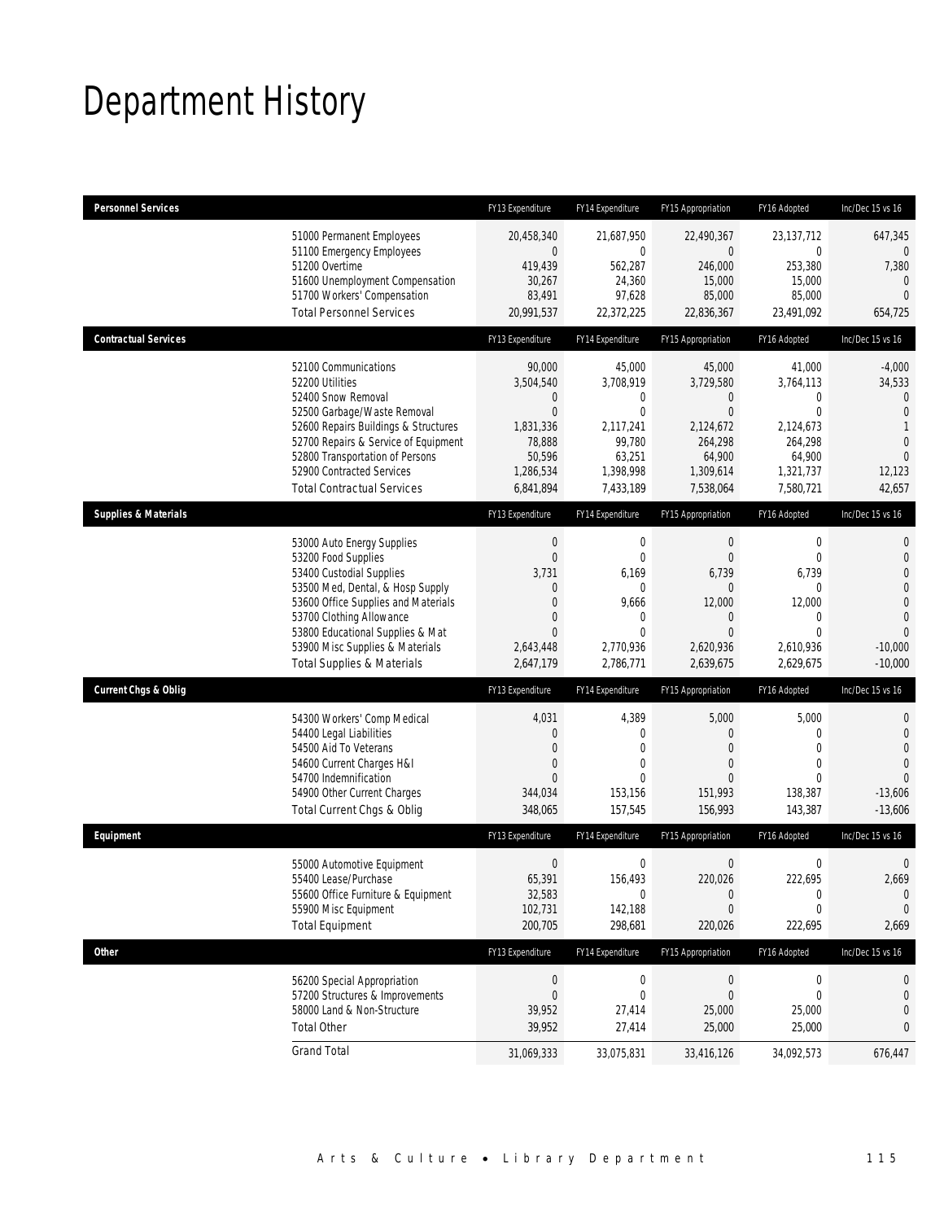# Department History

| Personnel Services | FY13 Expenditure | FY14 Expenditure | FY15 Appropriation | FY16 Adopted | Inc/Dec 15 vs 16 |
|---|---|---|---|---|---|
| 51000 Permanent Employees | 20,458,340 | 21,687,950 | 22,490,367 | 23,137,712 | 647,345 |
| 51100 Emergency Employees | 0 | 0 | 0 | 0 | 0 |
| 51200 Overtime | 419,439 | 562,287 | 246,000 | 253,380 | 7,380 |
| 51600 Unemployment Compensation | 30,267 | 24,360 | 15,000 | 15,000 | 0 |
| 51700 Workers' Compensation | 83,491 | 97,628 | 85,000 | 85,000 | 0 |
| Total Personnel Services | 20,991,537 | 22,372,225 | 22,836,367 | 23,491,092 | 654,725 |

| Contractual Services | FY13 Expenditure | FY14 Expenditure | FY15 Appropriation | FY16 Adopted | Inc/Dec 15 vs 16 |
|---|---|---|---|---|---|
| 52100 Communications | 90,000 | 45,000 | 45,000 | 41,000 | -4,000 |
| 52200 Utilities | 3,504,540 | 3,708,919 | 3,729,580 | 3,764,113 | 34,533 |
| 52400 Snow Removal | 0 | 0 | 0 | 0 | 0 |
| 52500 Garbage/Waste Removal | 0 | 0 | 0 | 0 | 0 |
| 52600 Repairs Buildings & Structures | 1,831,336 | 2,117,241 | 2,124,672 | 2,124,673 | 1 |
| 52700 Repairs & Service of Equipment | 78,888 | 99,780 | 264,298 | 264,298 | 0 |
| 52800 Transportation of Persons | 50,596 | 63,251 | 64,900 | 64,900 | 0 |
| 52900 Contracted Services | 1,286,534 | 1,398,998 | 1,309,614 | 1,321,737 | 12,123 |
| Total Contractual Services | 6,841,894 | 7,433,189 | 7,538,064 | 7,580,721 | 42,657 |

| Supplies & Materials | FY13 Expenditure | FY14 Expenditure | FY15 Appropriation | FY16 Adopted | Inc/Dec 15 vs 16 |
|---|---|---|---|---|---|
| 53000 Auto Energy Supplies | 0 | 0 | 0 | 0 | 0 |
| 53200 Food Supplies | 0 | 0 | 0 | 0 | 0 |
| 53400 Custodial Supplies | 3,731 | 6,169 | 6,739 | 6,739 | 0 |
| 53500 Med, Dental, & Hosp Supply | 0 | 0 | 0 | 0 | 0 |
| 53600 Office Supplies and Materials | 0 | 9,666 | 12,000 | 12,000 | 0 |
| 53700 Clothing Allowance | 0 | 0 | 0 | 0 | 0 |
| 53800 Educational Supplies & Mat | 0 | 0 | 0 | 0 | 0 |
| 53900 Misc Supplies & Materials | 2,643,448 | 2,770,936 | 2,620,936 | 2,610,936 | -10,000 |
| Total Supplies & Materials | 2,647,179 | 2,786,771 | 2,639,675 | 2,629,675 | -10,000 |

| Current Chgs & Oblig | FY13 Expenditure | FY14 Expenditure | FY15 Appropriation | FY16 Adopted | Inc/Dec 15 vs 16 |
|---|---|---|---|---|---|
| 54300 Workers' Comp Medical | 4,031 | 4,389 | 5,000 | 5,000 | 0 |
| 54400 Legal Liabilities | 0 | 0 | 0 | 0 | 0 |
| 54500 Aid To Veterans | 0 | 0 | 0 | 0 | 0 |
| 54600 Current Charges H&I | 0 | 0 | 0 | 0 | 0 |
| 54700 Indemnification | 0 | 0 | 0 | 0 | 0 |
| 54900 Other Current Charges | 344,034 | 153,156 | 151,993 | 138,387 | -13,606 |
| Total Current Chgs & Oblig | 348,065 | 157,545 | 156,993 | 143,387 | -13,606 |

| Equipment | FY13 Expenditure | FY14 Expenditure | FY15 Appropriation | FY16 Adopted | Inc/Dec 15 vs 16 |
|---|---|---|---|---|---|
| 55000 Automotive Equipment | 0 | 0 | 0 | 0 | 0 |
| 55400 Lease/Purchase | 65,391 | 156,493 | 220,026 | 222,695 | 2,669 |
| 55600 Office Furniture & Equipment | 32,583 | 0 | 0 | 0 | 0 |
| 55900 Misc Equipment | 102,731 | 142,188 | 0 | 0 | 0 |
| Total Equipment | 200,705 | 298,681 | 220,026 | 222,695 | 2,669 |

| Other | FY13 Expenditure | FY14 Expenditure | FY15 Appropriation | FY16 Adopted | Inc/Dec 15 vs 16 |
|---|---|---|---|---|---|
| 56200 Special Appropriation | 0 | 0 | 0 | 0 | 0 |
| 57200 Structures & Improvements | 0 | 0 | 0 | 0 | 0 |
| 58000 Land & Non-Structure | 39,952 | 27,414 | 25,000 | 25,000 | 0 |
| Total Other | 39,952 | 27,414 | 25,000 | 25,000 | 0 |
| Grand Total | 31,069,333 | 33,075,831 | 33,416,126 | 34,092,573 | 676,447 |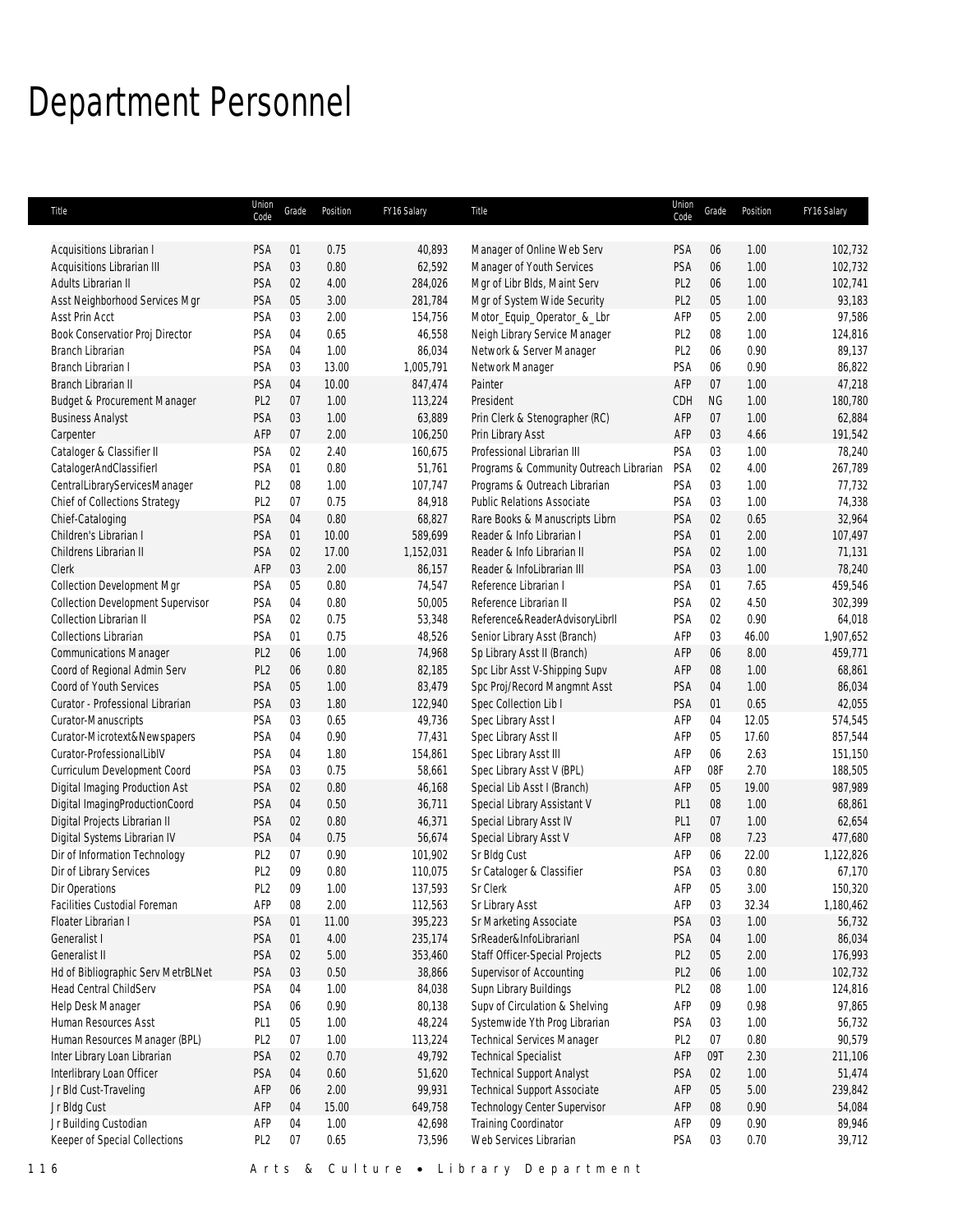# Department Personnel

| Title | Union Code | Grade | Position | FY16 Salary | Title | Union Code | Grade | Position | FY16 Salary |
|---|---|---|---|---|---|---|---|---|---|
| Acquisitions Librarian I | PSA | 01 | 0.75 | 40,893 | Manager of Online Web Serv | PSA | 06 | 1.00 | 102,732 |
| Acquisitions Librarian III | PSA | 03 | 0.80 | 62,592 | Manager of Youth Services | PSA | 06 | 1.00 | 102,732 |
| Adults Librarian II | PSA | 02 | 4.00 | 284,026 | Mgr of Libr Blds, Maint Serv | PL2 | 06 | 1.00 | 102,741 |
| Asst Neighborhood Services Mgr | PSA | 05 | 3.00 | 281,784 | Mgr of System Wide Security | PL2 | 05 | 1.00 | 93,183 |
| Asst Prin Acct | PSA | 03 | 2.00 | 154,756 | Motor_Equip_Operator_&_Lbr | AFP | 05 | 2.00 | 97,586 |
| Book Conservatior Proj Director | PSA | 04 | 0.65 | 46,558 | Neigh Library Service Manager | PL2 | 08 | 1.00 | 124,816 |
| Branch Librarian | PSA | 04 | 1.00 | 86,034 | Network & Server Manager | PL2 | 06 | 0.90 | 89,137 |
| Branch Librarian I | PSA | 03 | 13.00 | 1,005,791 | Network Manager | PSA | 06 | 0.90 | 86,822 |
| Branch Librarian II | PSA | 04 | 10.00 | 847,474 | Painter | AFP | 07 | 1.00 | 47,218 |
| Budget & Procurement Manager | PL2 | 07 | 1.00 | 113,224 | President | CDH | NG | 1.00 | 180,780 |
| Business Analyst | PSA | 03 | 1.00 | 63,889 | Prin Clerk & Stenographer (RC) | AFP | 07 | 1.00 | 62,884 |
| Carpenter | AFP | 07 | 2.00 | 106,250 | Prin Library Asst | AFP | 03 | 4.66 | 191,542 |
| Cataloger & Classifier II | PSA | 02 | 2.40 | 160,675 | Professional Librarian III | PSA | 03 | 1.00 | 78,240 |
| CatalogerAndClassifierI | PSA | 01 | 0.80 | 51,761 | Programs & Community Outreach Librarian | PSA | 02 | 4.00 | 267,789 |
| CentralLibraryServicesManager | PL2 | 08 | 1.00 | 107,747 | Programs & Outreach Librarian | PSA | 03 | 1.00 | 77,732 |
| Chief of Collections Strategy | PL2 | 07 | 0.75 | 84,918 | Public Relations Associate | PSA | 03 | 1.00 | 74,338 |
| Chief-Cataloging | PSA | 04 | 0.80 | 68,827 | Rare Books & Manuscripts Librn | PSA | 02 | 0.65 | 32,964 |
| Children's Librarian I | PSA | 01 | 10.00 | 589,699 | Reader & Info Librarian I | PSA | 01 | 2.00 | 107,497 |
| Childrens Librarian II | PSA | 02 | 17.00 | 1,152,031 | Reader & Info Librarian II | PSA | 02 | 1.00 | 71,131 |
| Clerk | AFP | 03 | 2.00 | 86,157 | Reader & InfoLibrarian III | PSA | 03 | 1.00 | 78,240 |
| Collection Development Mgr | PSA | 05 | 0.80 | 74,547 | Reference Librarian I | PSA | 01 | 7.65 | 459,546 |
| Collection Development Supervisor | PSA | 04 | 0.80 | 50,005 | Reference Librarian II | PSA | 02 | 4.50 | 302,399 |
| Collection Librarian II | PSA | 02 | 0.75 | 53,348 | Reference&ReaderAdvisoryLibrII | PSA | 02 | 0.90 | 64,018 |
| Collections Librarian | PSA | 01 | 0.75 | 48,526 | Senior Library Asst (Branch) | AFP | 03 | 46.00 | 1,907,652 |
| Communications Manager | PL2 | 06 | 1.00 | 74,968 | Sp Library Asst II (Branch) | AFP | 06 | 8.00 | 459,771 |
| Coord of Regional Admin Serv | PL2 | 06 | 0.80 | 82,185 | Spc Libr Asst V-Shipping Supv | AFP | 08 | 1.00 | 68,861 |
| Coord of Youth Services | PSA | 05 | 1.00 | 83,479 | Spc Proj/Record Mangmnt Asst | PSA | 04 | 1.00 | 86,034 |
| Curator - Professional Librarian | PSA | 03 | 1.80 | 122,940 | Spec Collection Lib I | PSA | 01 | 0.65 | 42,055 |
| Curator-Manuscripts | PSA | 03 | 0.65 | 49,736 | Spec Library Asst I | AFP | 04 | 12.05 | 574,545 |
| Curator-Microtext&Newspapers | PSA | 04 | 0.90 | 77,431 | Spec Library Asst II | AFP | 05 | 17.60 | 857,544 |
| Curator-ProfessionalLibIV | PSA | 04 | 1.80 | 154,861 | Spec Library Asst III | AFP | 06 | 2.63 | 151,150 |
| Curriculum Development Coord | PSA | 03 | 0.75 | 58,661 | Spec Library Asst V (BPL) | AFP | 08F | 2.70 | 188,505 |
| Digital Imaging Production Ast | PSA | 02 | 0.80 | 46,168 | Special Lib Asst I (Branch) | AFP | 05 | 19.00 | 987,989 |
| Digital ImagingProductionCoord | PSA | 04 | 0.50 | 36,711 | Special Library Assistant V | PL1 | 08 | 1.00 | 68,861 |
| Digital Projects Librarian II | PSA | 02 | 0.80 | 46,371 | Special Library Asst IV | PL1 | 07 | 1.00 | 62,654 |
| Digital Systems Librarian IV | PSA | 04 | 0.75 | 56,674 | Special Library Asst V | AFP | 08 | 7.23 | 477,680 |
| Dir of Information Technology | PL2 | 07 | 0.90 | 101,902 | Sr Bldg Cust | AFP | 06 | 22.00 | 1,122,826 |
| Dir of Library Services | PL2 | 09 | 0.80 | 110,075 | Sr Cataloger & Classifier | PSA | 03 | 0.80 | 67,170 |
| Dir Operations | PL2 | 09 | 1.00 | 137,593 | Sr Clerk | AFP | 05 | 3.00 | 150,320 |
| Facilities Custodial Foreman | AFP | 08 | 2.00 | 112,563 | Sr Library Asst | AFP | 03 | 32.34 | 1,180,462 |
| Floater Librarian I | PSA | 01 | 11.00 | 395,223 | Sr Marketing Associate | PSA | 03 | 1.00 | 56,732 |
| Generalist I | PSA | 01 | 4.00 | 235,174 | SrReader&InfoLibrarianI | PSA | 04 | 1.00 | 86,034 |
| Generalist II | PSA | 02 | 5.00 | 353,460 | Staff Officer-Special Projects | PL2 | 05 | 2.00 | 176,993 |
| Hd of Bibliographic Serv MetrBLNet | PSA | 03 | 0.50 | 38,866 | Supervisor of Accounting | PL2 | 06 | 1.00 | 102,732 |
| Head Central ChildServ | PSA | 04 | 1.00 | 84,038 | Supn Library Buildings | PL2 | 08 | 1.00 | 124,816 |
| Help Desk Manager | PSA | 06 | 0.90 | 80,138 | Supv of Circulation & Shelving | AFP | 09 | 0.98 | 97,865 |
| Human Resources Asst | PL1 | 05 | 1.00 | 48,224 | Systemwide Yth Prog Librarian | PSA | 03 | 1.00 | 56,732 |
| Human Resources Manager (BPL) | PL2 | 07 | 1.00 | 113,224 | Technical Services Manager | PL2 | 07 | 0.80 | 90,579 |
| Inter Library Loan Librarian | PSA | 02 | 0.70 | 49,792 | Technical Specialist | AFP | 09T | 2.30 | 211,106 |
| Interlibrary Loan Officer | PSA | 04 | 0.60 | 51,620 | Technical Support Analyst | PSA | 02 | 1.00 | 51,474 |
| Jr Bld Cust-Traveling | AFP | 06 | 2.00 | 99,931 | Technical Support Associate | AFP | 05 | 5.00 | 239,842 |
| Jr Bldg Cust | AFP | 04 | 15.00 | 649,758 | Technology Center Supervisor | AFP | 08 | 0.90 | 54,084 |
| Jr Building Custodian | AFP | 04 | 1.00 | 42,698 | Training Coordinator | AFP | 09 | 0.90 | 89,946 |
| Keeper of Special Collections | PL2 | 07 | 0.65 | 73,596 | Web Services Librarian | PSA | 03 | 0.70 | 39,712 |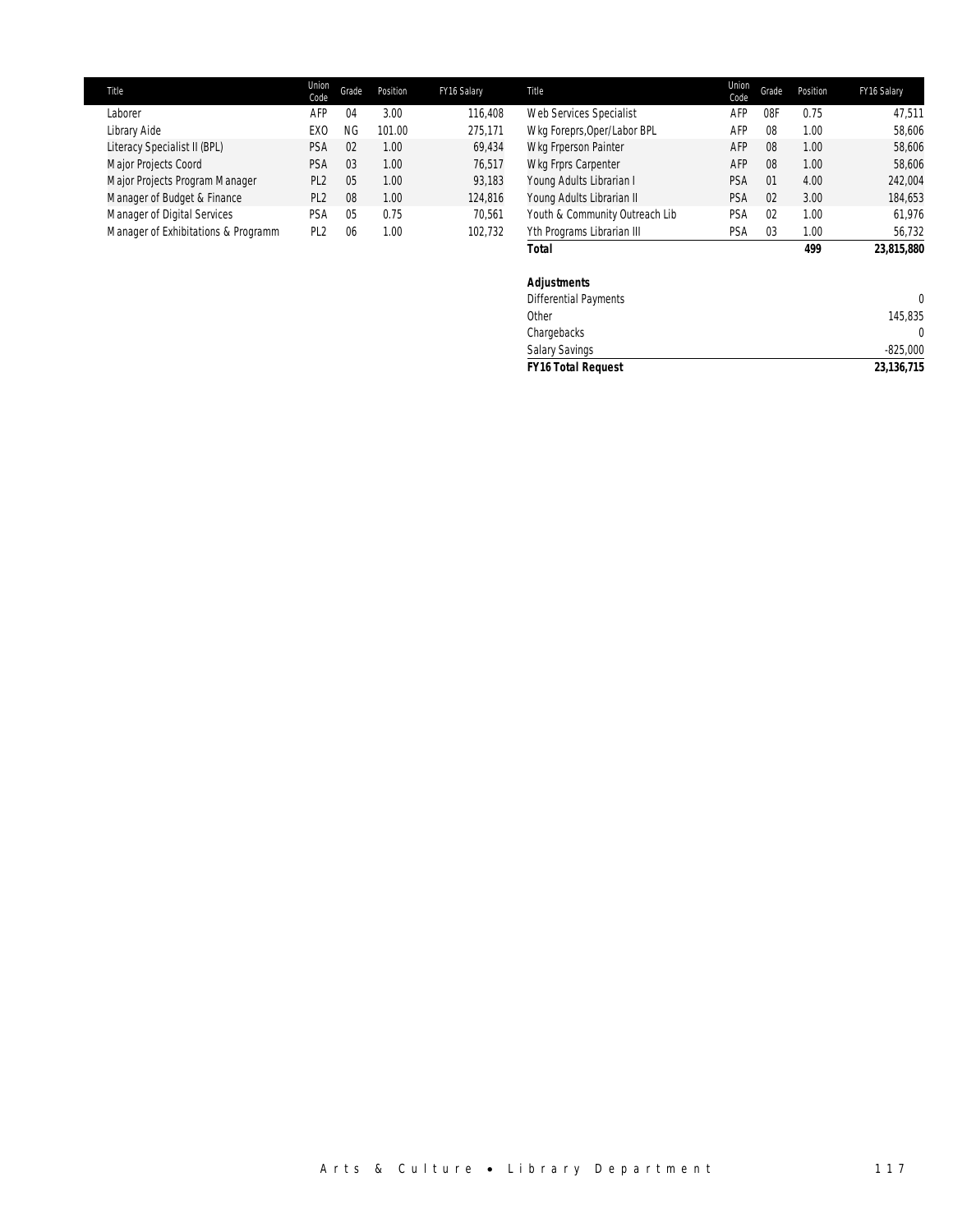| Title | Union Code | Grade | Position | FY16 Salary |
|---|---|---|---|---|
| Laborer | AFP | 04 | 3.00 | 116,408 |
| Library Aide | EXO | NG | 101.00 | 275,171 |
| Literacy Specialist II (BPL) | PSA | 02 | 1.00 | 69,434 |
| Major Projects Coord | PSA | 03 | 1.00 | 76,517 |
| Major Projects Program Manager | PL2 | 05 | 1.00 | 93,183 |
| Manager of Budget & Finance | PL2 | 08 | 1.00 | 124,816 |
| Manager of Digital Services | PSA | 05 | 0.75 | 70,561 |
| Manager of Exhibitations & Programm | PL2 | 06 | 1.00 | 102,732 |

| Title | Union Code | Grade | Position | FY16 Salary |
|---|---|---|---|---|
| Web Services Specialist | AFP | 08F | 0.75 | 47,511 |
| Wkg Foreprs,Oper/Labor BPL | AFP | 08 | 1.00 | 58,606 |
| Wkg Frperson Painter | AFP | 08 | 1.00 | 58,606 |
| Wkg Frprs Carpenter | AFP | 08 | 1.00 | 58,606 |
| Young Adults Librarian I | PSA | 01 | 4.00 | 242,004 |
| Young Adults Librarian II | PSA | 02 | 3.00 | 184,653 |
| Youth & Community Outreach Lib | PSA | 02 | 1.00 | 61,976 |
| Yth Programs Librarian III | PSA | 03 | 1.00 | 56,732 |
| **Total** | | | **499** | **23,815,880** |

| **Adjustments** | |
|---|---|
| Differential Payments | 0 |
| Other | 145,835 |
| Chargebacks | 0 |
| Salary Savings | -825,000 |
| ***FY16 Total Request*** | **23,136,715** |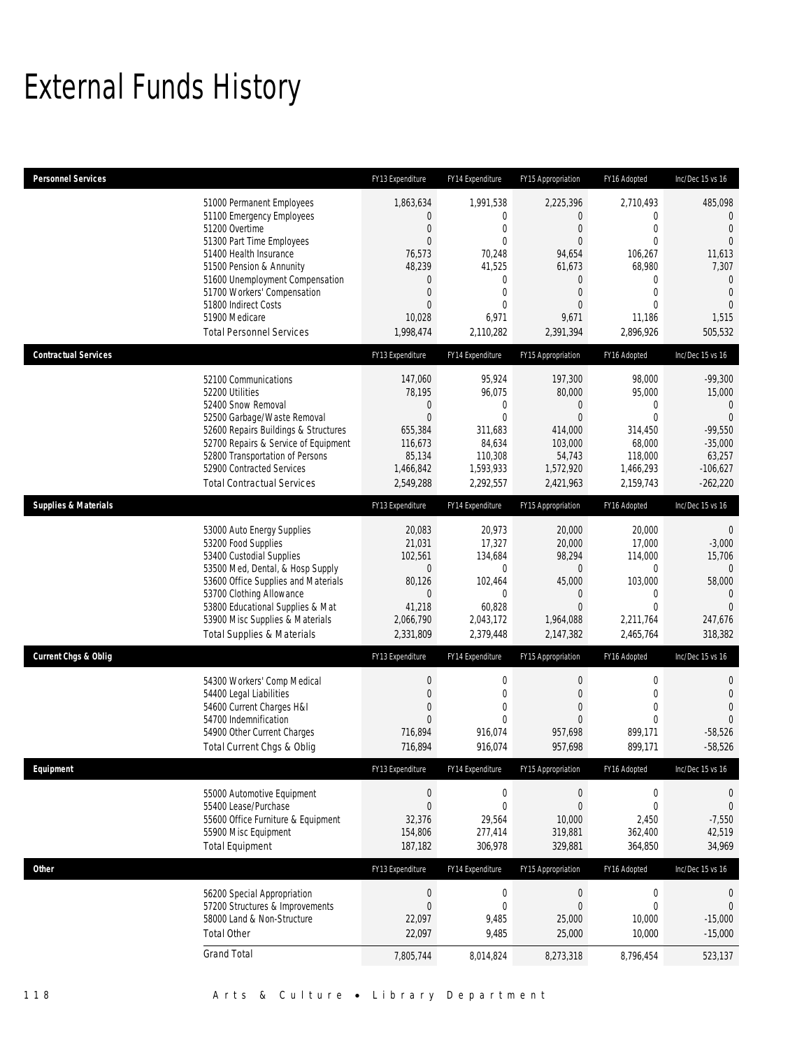# External Funds History

| Personnel Services | FY13 Expenditure | FY14 Expenditure | FY15 Appropriation | FY16 Adopted | Inc/Dec 15 vs 16 |
|---|---|---|---|---|---|
| 51000 Permanent Employees | 1,863,634 | 1,991,538 | 2,225,396 | 2,710,493 | 485,098 |
| 51100 Emergency Employees | 0 | 0 | 0 | 0 | 0 |
| 51200 Overtime | 0 | 0 | 0 | 0 | 0 |
| 51300 Part Time Employees | 0 | 0 | 0 | 0 | 0 |
| 51400 Health Insurance | 76,573 | 70,248 | 94,654 | 106,267 | 11,613 |
| 51500 Pension & Annunity | 48,239 | 41,525 | 61,673 | 68,980 | 7,307 |
| 51600 Unemployment Compensation | 0 | 0 | 0 | 0 | 0 |
| 51700 Workers' Compensation | 0 | 0 | 0 | 0 | 0 |
| 51800 Indirect Costs | 0 | 0 | 0 | 0 | 0 |
| 51900 Medicare | 10,028 | 6,971 | 9,671 | 11,186 | 1,515 |
| Total Personnel Services | 1,998,474 | 2,110,282 | 2,391,394 | 2,896,926 | 505,532 |

| Contractual Services | FY13 Expenditure | FY14 Expenditure | FY15 Appropriation | FY16 Adopted | Inc/Dec 15 vs 16 |
|---|---|---|---|---|---|
| 52100 Communications | 147,060 | 95,924 | 197,300 | 98,000 | -99,300 |
| 52200 Utilities | 78,195 | 96,075 | 80,000 | 95,000 | 15,000 |
| 52400 Snow Removal | 0 | 0 | 0 | 0 | 0 |
| 52500 Garbage/Waste Removal | 0 | 0 | 0 | 0 | 0 |
| 52600 Repairs Buildings & Structures | 655,384 | 311,683 | 414,000 | 314,450 | -99,550 |
| 52700 Repairs & Service of Equipment | 116,673 | 84,634 | 103,000 | 68,000 | -35,000 |
| 52800 Transportation of Persons | 85,134 | 110,308 | 54,743 | 118,000 | 63,257 |
| 52900 Contracted Services | 1,466,842 | 1,593,933 | 1,572,920 | 1,466,293 | -106,627 |
| Total Contractual Services | 2,549,288 | 2,292,557 | 2,421,963 | 2,159,743 | -262,220 |

| Supplies & Materials | FY13 Expenditure | FY14 Expenditure | FY15 Appropriation | FY16 Adopted | Inc/Dec 15 vs 16 |
|---|---|---|---|---|---|
| 53000 Auto Energy Supplies | 20,083 | 20,973 | 20,000 | 20,000 | 0 |
| 53200 Food Supplies | 21,031 | 17,327 | 20,000 | 17,000 | -3,000 |
| 53400 Custodial Supplies | 102,561 | 134,684 | 98,294 | 114,000 | 15,706 |
| 53500 Med, Dental, & Hosp Supply | 0 | 0 | 0 | 0 | 0 |
| 53600 Office Supplies and Materials | 80,126 | 102,464 | 45,000 | 103,000 | 58,000 |
| 53700 Clothing Allowance | 0 | 0 | 0 | 0 | 0 |
| 53800 Educational Supplies & Mat | 41,218 | 60,828 | 0 | 0 | 0 |
| 53900 Misc Supplies & Materials | 2,066,790 | 2,043,172 | 1,964,088 | 2,211,764 | 247,676 |
| Total Supplies & Materials | 2,331,809 | 2,379,448 | 2,147,382 | 2,465,764 | 318,382 |

| Current Chgs & Oblig | FY13 Expenditure | FY14 Expenditure | FY15 Appropriation | FY16 Adopted | Inc/Dec 15 vs 16 |
|---|---|---|---|---|---|
| 54300 Workers' Comp Medical | 0 | 0 | 0 | 0 | 0 |
| 54400 Legal Liabilities | 0 | 0 | 0 | 0 | 0 |
| 54600 Current Charges H&I | 0 | 0 | 0 | 0 | 0 |
| 54700 Indemnification | 0 | 0 | 0 | 0 | 0 |
| 54900 Other Current Charges | 716,894 | 916,074 | 957,698 | 899,171 | -58,526 |
| Total Current Chgs & Oblig | 716,894 | 916,074 | 957,698 | 899,171 | -58,526 |

| Equipment | FY13 Expenditure | FY14 Expenditure | FY15 Appropriation | FY16 Adopted | Inc/Dec 15 vs 16 |
|---|---|---|---|---|---|
| 55000 Automotive Equipment | 0 | 0 | 0 | 0 | 0 |
| 55400 Lease/Purchase | 0 | 0 | 0 | 0 | 0 |
| 55600 Office Furniture & Equipment | 32,376 | 29,564 | 10,000 | 2,450 | -7,550 |
| 55900 Misc Equipment | 154,806 | 277,414 | 319,881 | 362,400 | 42,519 |
| Total Equipment | 187,182 | 306,978 | 329,881 | 364,850 | 34,969 |

| Other | FY13 Expenditure | FY14 Expenditure | FY15 Appropriation | FY16 Adopted | Inc/Dec 15 vs 16 |
|---|---|---|---|---|---|
| 56200 Special Appropriation | 0 | 0 | 0 | 0 | 0 |
| 57200 Structures & Improvements | 0 | 0 | 0 | 0 | 0 |
| 58000 Land & Non-Structure | 22,097 | 9,485 | 25,000 | 10,000 | -15,000 |
| Total Other | 22,097 | 9,485 | 25,000 | 10,000 | -15,000 |
| Grand Total | 7,805,744 | 8,014,824 | 8,273,318 | 8,796,454 | 523,137 |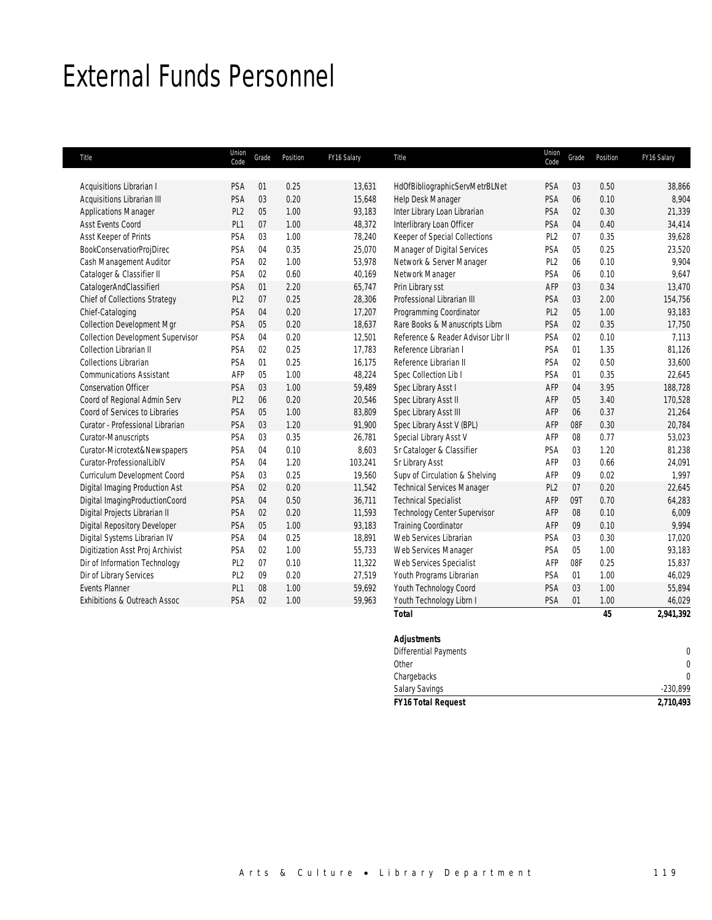# External Funds Personnel

| Title | Union Code | Grade | Position | FY16 Salary |
|---|---|---|---|---|
| Acquisitions Librarian I | PSA | 01 | 0.25 | 13,631 |
| Acquisitions Librarian III | PSA | 03 | 0.20 | 15,648 |
| Applications Manager | PL2 | 05 | 1.00 | 93,183 |
| Asst Events Coord | PL1 | 07 | 1.00 | 48,372 |
| Asst Keeper of Prints | PSA | 03 | 1.00 | 78,240 |
| BookConservatiorProjDirec | PSA | 04 | 0.35 | 25,070 |
| Cash Management Auditor | PSA | 02 | 1.00 | 53,978 |
| Cataloger & Classifier II | PSA | 02 | 0.60 | 40,169 |
| CatalogerAndClassifierI | PSA | 01 | 2.20 | 65,747 |
| Chief of Collections Strategy | PL2 | 07 | 0.25 | 28,306 |
| Chief-Cataloging | PSA | 04 | 0.20 | 17,207 |
| Collection Development Mgr | PSA | 05 | 0.20 | 18,637 |
| Collection Development Supervisor | PSA | 04 | 0.20 | 12,501 |
| Collection Librarian II | PSA | 02 | 0.25 | 17,783 |
| Collections Librarian | PSA | 01 | 0.25 | 16,175 |
| Communications Assistant | AFP | 05 | 1.00 | 48,224 |
| Conservation Officer | PSA | 03 | 1.00 | 59,489 |
| Coord of Regional Admin Serv | PL2 | 06 | 0.20 | 20,546 |
| Coord of Services to Libraries | PSA | 05 | 1.00 | 83,809 |
| Curator - Professional Librarian | PSA | 03 | 1.20 | 91,900 |
| Curator-Manuscripts | PSA | 03 | 0.35 | 26,781 |
| Curator-Microtext&Newspapers | PSA | 04 | 0.10 | 8,603 |
| Curator-ProfessionalLibIV | PSA | 04 | 1.20 | 103,241 |
| Curriculum Development Coord | PSA | 03 | 0.25 | 19,560 |
| Digital Imaging Production Ast | PSA | 02 | 0.20 | 11,542 |
| Digital ImagingProductionCoord | PSA | 04 | 0.50 | 36,711 |
| Digital Projects Librarian II | PSA | 02 | 0.20 | 11,593 |
| Digital Repository Developer | PSA | 05 | 1.00 | 93,183 |
| Digital Systems Librarian IV | PSA | 04 | 0.25 | 18,891 |
| Digitization Asst Proj Archivist | PSA | 02 | 1.00 | 55,733 |
| Dir of Information Technology | PL2 | 07 | 0.10 | 11,322 |
| Dir of Library Services | PL2 | 09 | 0.20 | 27,519 |
| Events Planner | PL1 | 08 | 1.00 | 59,692 |
| Exhibitions & Outreach Assoc | PSA | 02 | 1.00 | 59,963 |
| HdOfBibliographicServMetrBLNet | PSA | 03 | 0.50 | 38,866 |
| Help Desk Manager | PSA | 06 | 0.10 | 8,904 |
| Inter Library Loan Librarian | PSA | 02 | 0.30 | 21,339 |
| Interlibrary Loan Officer | PSA | 04 | 0.40 | 34,414 |
| Keeper of Special Collections | PL2 | 07 | 0.35 | 39,628 |
| Manager of Digital Services | PSA | 05 | 0.25 | 23,520 |
| Network & Server Manager | PL2 | 06 | 0.10 | 9,904 |
| Network Manager | PSA | 06 | 0.10 | 9,647 |
| Prin Library sst | AFP | 03 | 0.34 | 13,470 |
| Professional Librarian III | PSA | 03 | 2.00 | 154,756 |
| Programming Coordinator | PL2 | 05 | 1.00 | 93,183 |
| Rare Books & Manuscripts Librn | PSA | 02 | 0.35 | 17,750 |
| Reference & Reader Advisor Libr II | PSA | 02 | 0.10 | 7,113 |
| Reference Librarian I | PSA | 01 | 1.35 | 81,126 |
| Reference Librarian II | PSA | 02 | 0.50 | 33,600 |
| Spec Collection Lib I | PSA | 01 | 0.35 | 22,645 |
| Spec Library Asst I | AFP | 04 | 3.95 | 188,728 |
| Spec Library Asst II | AFP | 05 | 3.40 | 170,528 |
| Spec Library Asst III | AFP | 06 | 0.37 | 21,264 |
| Spec Library Asst V (BPL) | AFP | 08F | 0.30 | 20,784 |
| Special Library Asst V | AFP | 08 | 0.77 | 53,023 |
| Sr Cataloger & Classifier | PSA | 03 | 1.20 | 81,238 |
| Sr Library Asst | AFP | 03 | 0.66 | 24,091 |
| Supv of Circulation & Shelving | AFP | 09 | 0.02 | 1,997 |
| Technical Services Manager | PL2 | 07 | 0.20 | 22,645 |
| Technical Specialist | AFP | 09T | 0.70 | 64,283 |
| Technology Center Supervisor | AFP | 08 | 0.10 | 6,009 |
| Training Coordinator | AFP | 09 | 0.10 | 9,994 |
| Web Services Librarian | PSA | 03 | 0.30 | 17,020 |
| Web Services Manager | PSA | 05 | 1.00 | 93,183 |
| Web Services Specialist | AFP | 08F | 0.25 | 15,837 |
| Youth Programs Librarian | PSA | 01 | 1.00 | 46,029 |
| Youth Technology Coord | PSA | 03 | 1.00 | 55,894 |
| Youth Technology Librn I | PSA | 01 | 1.00 | 46,029 |
| **Total** | | | **45** | **2,941,392** |

| **Adjustments** | |
|---|---|
| Differential Payments | 0 |
| Other | 0 |
| Chargebacks | 0 |
| Salary Savings | -230,899 |
| ***FY16 Total Request*** | **2,710,493** |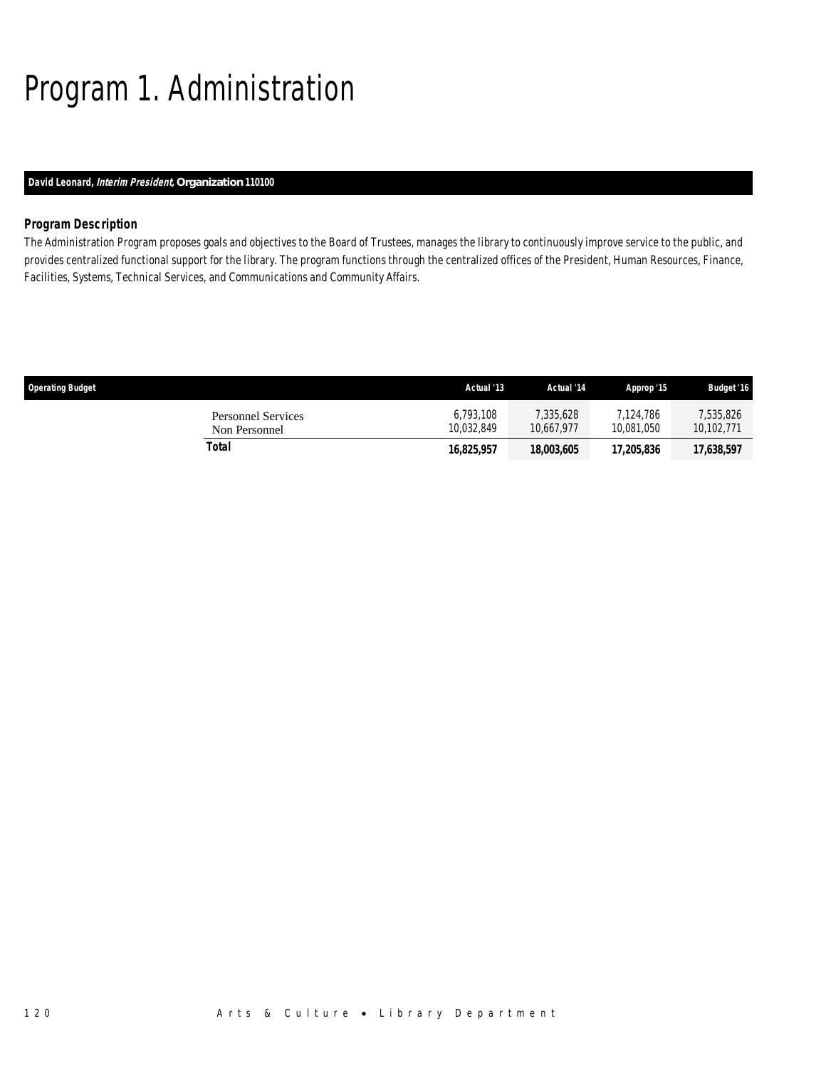# Program 1. Administration

**David Leonard, *Interim President*, Organization 110100**

### Program Description

The Administration Program proposes goals and objectives to the Board of Trustees, manages the library to continuously improve service to the public, and provides centralized functional support for the library. The program functions through the centralized offices of the President, Human Resources, Finance, Facilities, Systems, Technical Services, and Communications and Community Affairs.

| Operating Budget | Actual '13 | Actual '14 | Approp '15 | Budget '16 |
|---|---|---|---|---|
| Personnel Services | 6,793,108 | 7,335,628 | 7,124,786 | 7,535,826 |
| Non Personnel | 10,032,849 | 10,667,977 | 10,081,050 | 10,102,771 |
| **Total** | **16,825,957** | **18,003,605** | **17,205,836** | **17,638,597** |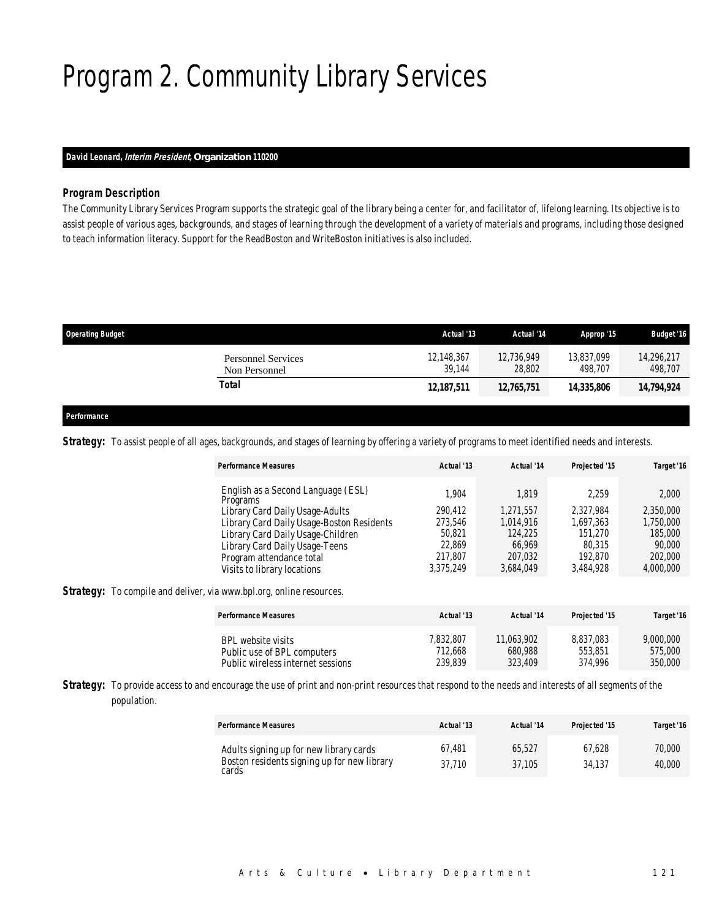# Program 2. Community Library Services

***David Leonard, Interim President*, Organization 110200**

### *Program Description*

The Community Library Services Program supports the strategic goal of the library being a center for, and facilitator of, lifelong learning. Its objective is to assist people of various ages, backgrounds, and stages of learning through the development of a variety of materials and programs, including those designed to teach information literacy. Support for the ReadBoston and WriteBoston initiatives is also included.

| Operating Budget | Actual '13 | Actual '14 | Approp '15 | Budget '16 |
|---|---|---|---|---|
| Personnel Services | 12,148,367 | 12,736,949 | 13,837,099 | 14,296,217 |
| Non Personnel | 39,144 | 28,802 | 498,707 | 498,707 |
| **Total** | **12,187,511** | **12,765,751** | **14,335,806** | **14,794,924** |

### *Performance*

**Strategy:** To assist people of all ages, backgrounds, and stages of learning by offering a variety of programs to meet identified needs and interests.

| Performance Measures | Actual '13 | Actual '14 | Projected '15 | Target '16 |
|---|---|---|---|---|
| English as a Second Language (ESL) Programs | 1,904 | 1,819 | 2,259 | 2,000 |
| Library Card Daily Usage-Adults | 290,412 | 1,271,557 | 2,327,984 | 2,350,000 |
| Library Card Daily Usage-Boston Residents | 273,546 | 1,014,916 | 1,697,363 | 1,750,000 |
| Library Card Daily Usage-Children | 50,821 | 124,225 | 151,270 | 185,000 |
| Library Card Daily Usage-Teens | 22,869 | 66,969 | 80,315 | 90,000 |
| Program attendance total | 217,807 | 207,032 | 192,870 | 202,000 |
| Visits to library locations | 3,375,249 | 3,684,049 | 3,484,928 | 4,000,000 |

**Strategy:** To compile and deliver, via www.bpl.org, online resources.

| Performance Measures | Actual '13 | Actual '14 | Projected '15 | Target '16 |
|---|---|---|---|---|
| BPL website visits | 7,832,807 | 11,063,902 | 8,837,083 | 9,000,000 |
| Public use of BPL computers | 712,668 | 680,988 | 553,851 | 575,000 |
| Public wireless internet sessions | 239,839 | 323,409 | 374,996 | 350,000 |

**Strategy:** To provide access to and encourage the use of print and non-print resources that respond to the needs and interests of all segments of the population.

| Performance Measures | Actual '13 | Actual '14 | Projected '15 | Target '16 |
|---|---|---|---|---|
| Adults signing up for new library cards | 67,481 | 65,527 | 67,628 | 70,000 |
| Boston residents signing up for new library cards | 37,710 | 37,105 | 34,137 | 40,000 |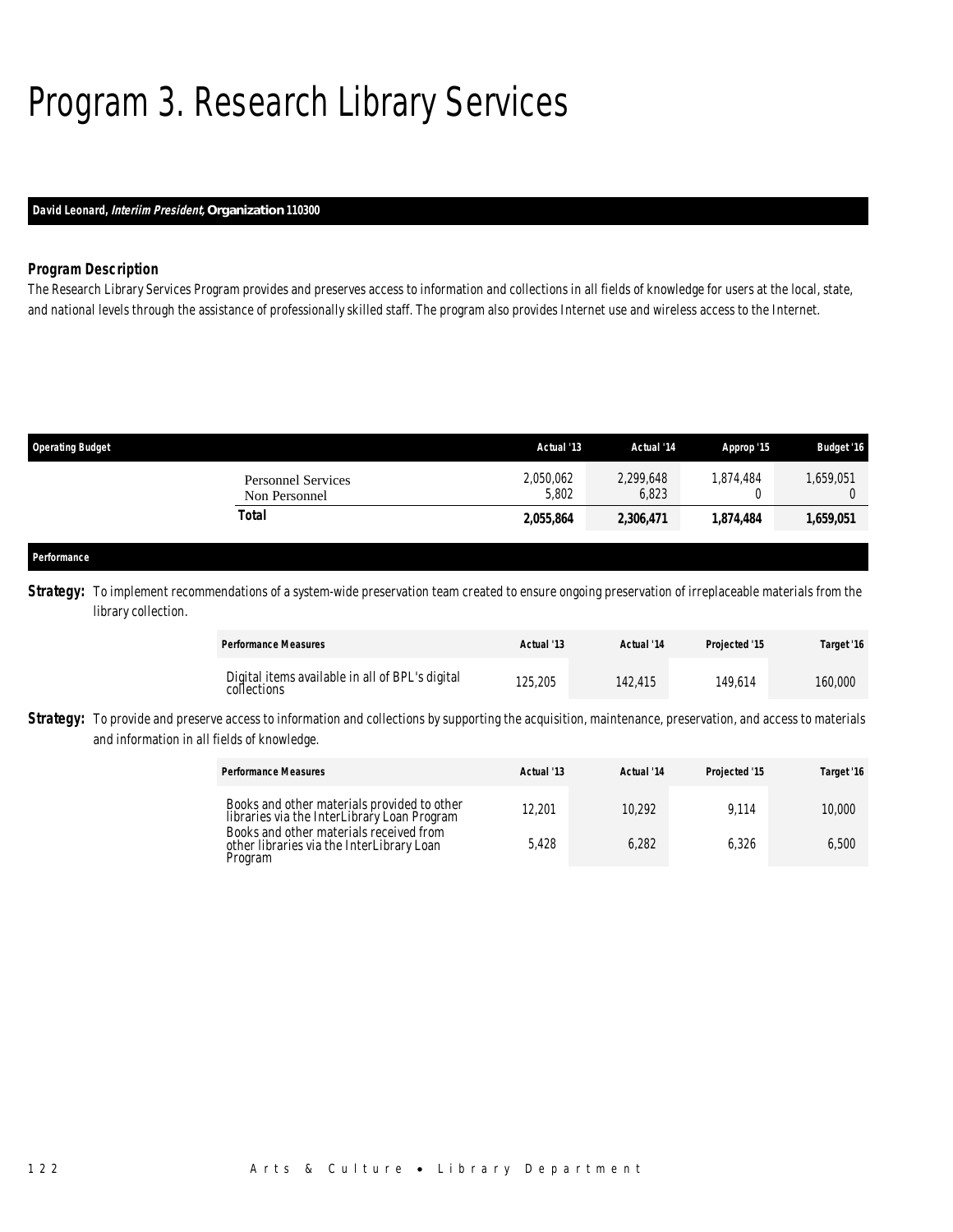# Program 3. Research Library Services

**David Leonard, *Interim President,* Organization 110300**

### *Program Description*

The Research Library Services Program provides and preserves access to information and collections in all fields of knowledge for users at the local, state, and national levels through the assistance of professionally skilled staff. The program also provides Internet use and wireless access to the Internet.

| Operating Budget | Actual '13 | Actual '14 | Approp '15 | Budget '16 |
|---|---|---|---|---|
| Personnel Services | 2,050,062 | 2,299,648 | 1,874,484 | 1,659,051 |
| Non Personnel | 5,802 | 6,823 | 0 | 0 |
| **Total** | **2,055,864** | **2,306,471** | **1,874,484** | **1,659,051** |

### Performance

**Strategy:** To implement recommendations of a system-wide preservation team created to ensure ongoing preservation of irreplaceable materials from the library collection.

| Performance Measures | Actual '13 | Actual '14 | Projected '15 | Target '16 |
|---|---|---|---|---|
| Digital items available in all of BPL's digital collections | 125,205 | 142,415 | 149,614 | 160,000 |

**Strategy:** To provide and preserve access to information and collections by supporting the acquisition, maintenance, preservation, and access to materials and information in all fields of knowledge.

| Performance Measures | Actual '13 | Actual '14 | Projected '15 | Target '16 |
|---|---|---|---|---|
| Books and other materials provided to other libraries via the InterLibrary Loan Program | 12,201 | 10,292 | 9,114 | 10,000 |
| Books and other materials received from other libraries via the InterLibrary Loan Program | 5,428 | 6,282 | 6,326 | 6,500 |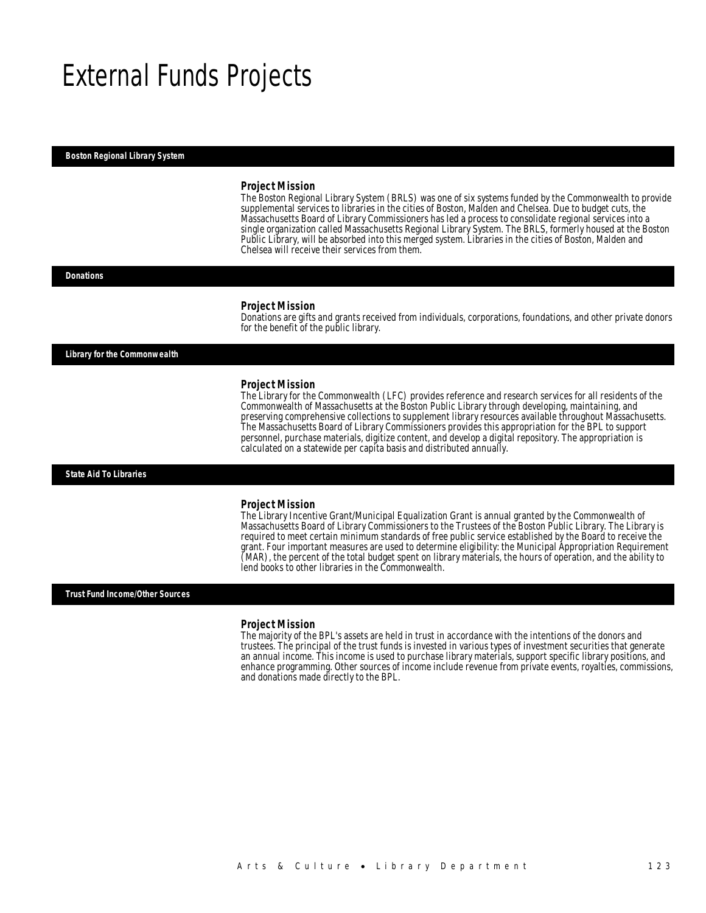# External Funds Projects

## Boston Regional Library System

### Project Mission

The Boston Regional Library System (BRLS) was one of six systems funded by the Commonwealth to provide supplemental services to libraries in the cities of Boston, Malden and Chelsea. Due to budget cuts, the Massachusetts Board of Library Commissioners has led a process to consolidate regional services into a single organization called Massachusetts Regional Library System. The BRLS, formerly housed at the Boston Public Library, will be absorbed into this merged system. Libraries in the cities of Boston, Malden and Chelsea will receive their services from them.

## Donations

### Project Mission

Donations are gifts and grants received from individuals, corporations, foundations, and other private donors for the benefit of the public library.

## Library for the Commonwealth

### Project Mission

The Library for the Commonwealth (LFC) provides reference and research services for all residents of the Commonwealth of Massachusetts at the Boston Public Library through developing, maintaining, and preserving comprehensive collections to supplement library resources available throughout Massachusetts. The Massachusetts Board of Library Commissioners provides this appropriation for the BPL to support personnel, purchase materials, digitize content, and develop a digital repository. The appropriation is calculated on a statewide per capita basis and distributed annually.

## State Aid To Libraries

### Project Mission

The Library Incentive Grant/Municipal Equalization Grant is annual granted by the Commonwealth of Massachusetts Board of Library Commissioners to the Trustees of the Boston Public Library. The Library is required to meet certain minimum standards of free public service established by the Board to receive the grant. Four important measures are used to determine eligibility: the Municipal Appropriation Requirement (MAR), the percent of the total budget spent on library materials, the hours of operation, and the ability to lend books to other libraries in the Commonwealth.

## Trust Fund Income/Other Sources

### Project Mission

The majority of the BPL's assets are held in trust in accordance with the intentions of the donors and trustees. The principal of the trust funds is invested in various types of investment securities that generate an annual income. This income is used to purchase library materials, support specific library positions, and enhance programming. Other sources of income include revenue from private events, royalties, commissions, and donations made directly to the BPL.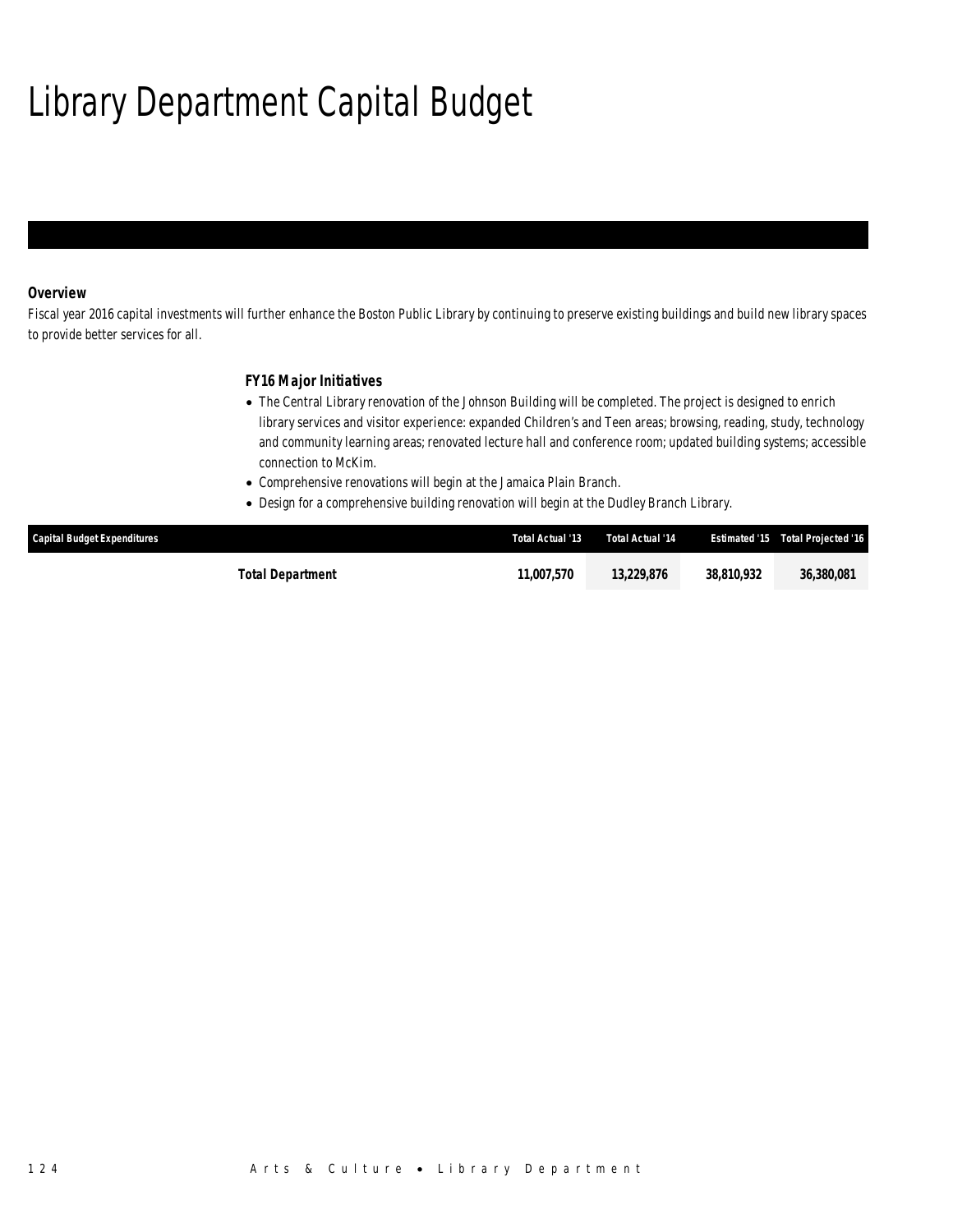# Library Department Capital Budget

### Overview

*Fiscal year 2016 capital investments will further enhance the Boston Public Library by continuing to preserve existing buildings and build new library spaces to provide better services for all.*

### FY16 Major Initiatives

- *The Central Library renovation of the Johnson Building will be completed. The project is designed to enrich library services and visitor experience: expanded Children's and Teen areas; browsing, reading, study, technology and community learning areas; renovated lecture hall and conference room; updated building systems; accessible connection to McKim.*
- *Comprehensive renovations will begin at the Jamaica Plain Branch.*
- *Design for a comprehensive building renovation will begin at the Dudley Branch Library.*

| Capital Budget Expenditures | Total Actual '13 | Total Actual '14 | Estimated '15 | Total Projected '16 |
|---|---|---|---|---|
| **Total Department** | **11,007,570** | **13,229,876** | **38,810,932** | **36,380,081** |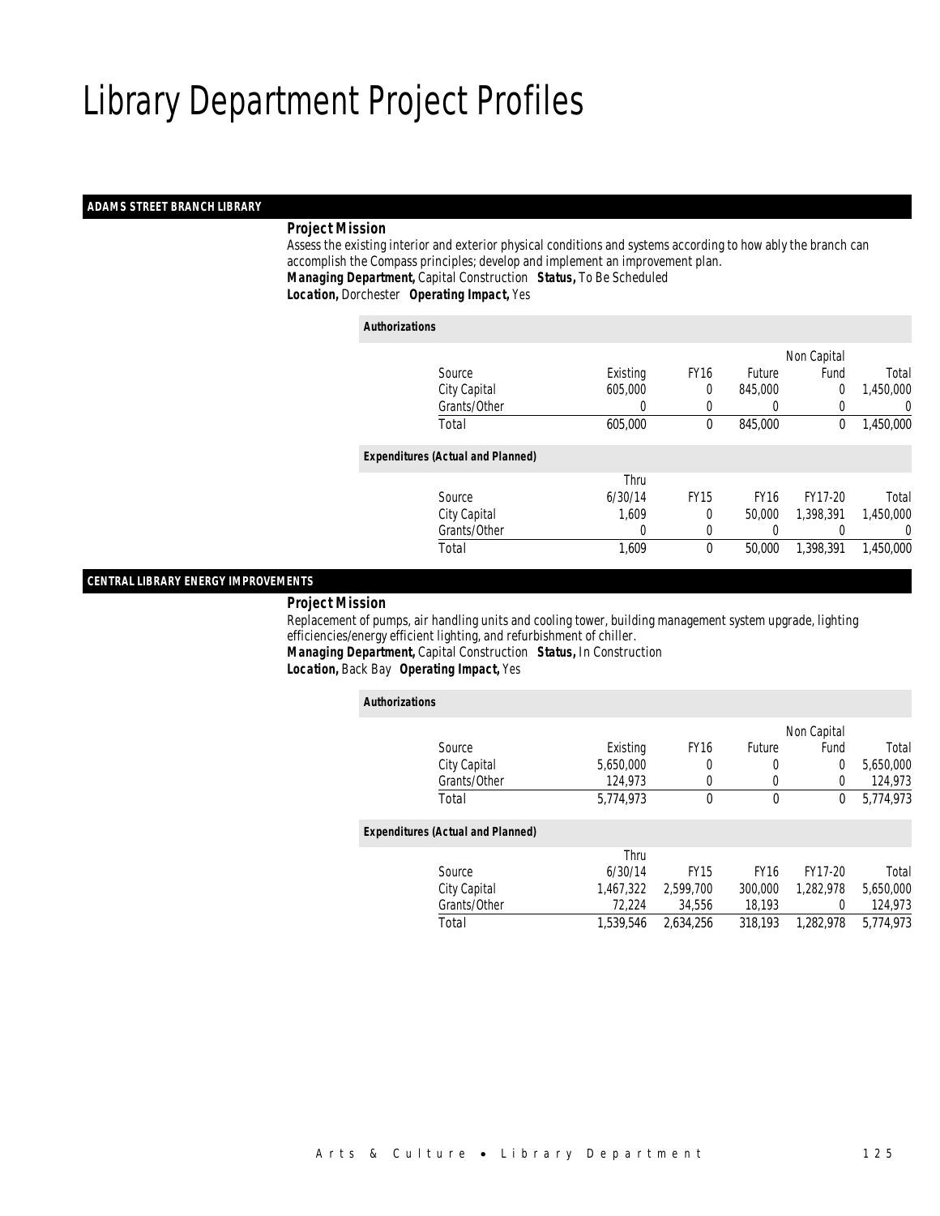# Library Department Project Profiles

## ADAMS STREET BRANCH LIBRARY

***Project Mission***

Assess the existing interior and exterior physical conditions and systems according to how ably the branch can accomplish the Compass principles; develop and implement an improvement plan.

***Managing Department,*** Capital Construction ***Status,*** To Be Scheduled

***Location,*** Dorchester ***Operating Impact,*** Yes

***Authorizations***

| Source | Existing | FY16 | Future | Non Capital Fund | Total |
|---|---|---|---|---|---|
| City Capital | 605,000 | 0 | 845,000 | 0 | 1,450,000 |
| Grants/Other | 0 | 0 | 0 | 0 | 0 |
| Total | 605,000 | 0 | 845,000 | 0 | 1,450,000 |

***Expenditures (Actual and Planned)***

| Source | Thru 6/30/14 | FY15 | FY16 | FY17-20 | Total |
|---|---|---|---|---|---|
| City Capital | 1,609 | 0 | 50,000 | 1,398,391 | 1,450,000 |
| Grants/Other | 0 | 0 | 0 | 0 | 0 |
| Total | 1,609 | 0 | 50,000 | 1,398,391 | 1,450,000 |

## CENTRAL LIBRARY ENERGY IMPROVEMENTS

***Project Mission***

Replacement of pumps, air handling units and cooling tower, building management system upgrade, lighting efficiencies/energy efficient lighting, and refurbishment of chiller.

***Managing Department,*** Capital Construction ***Status,*** In Construction

***Location,*** Back Bay ***Operating Impact,*** Yes

***Authorizations***

| Source | Existing | FY16 | Future | Non Capital Fund | Total |
|---|---|---|---|---|---|
| City Capital | 5,650,000 | 0 | 0 | 0 | 5,650,000 |
| Grants/Other | 124,973 | 0 | 0 | 0 | 124,973 |
| Total | 5,774,973 | 0 | 0 | 0 | 5,774,973 |

***Expenditures (Actual and Planned)***

| Source | Thru 6/30/14 | FY15 | FY16 | FY17-20 | Total |
|---|---|---|---|---|---|
| City Capital | 1,467,322 | 2,599,700 | 300,000 | 1,282,978 | 5,650,000 |
| Grants/Other | 72,224 | 34,556 | 18,193 | 0 | 124,973 |
| Total | 1,539,546 | 2,634,256 | 318,193 | 1,282,978 | 5,774,973 |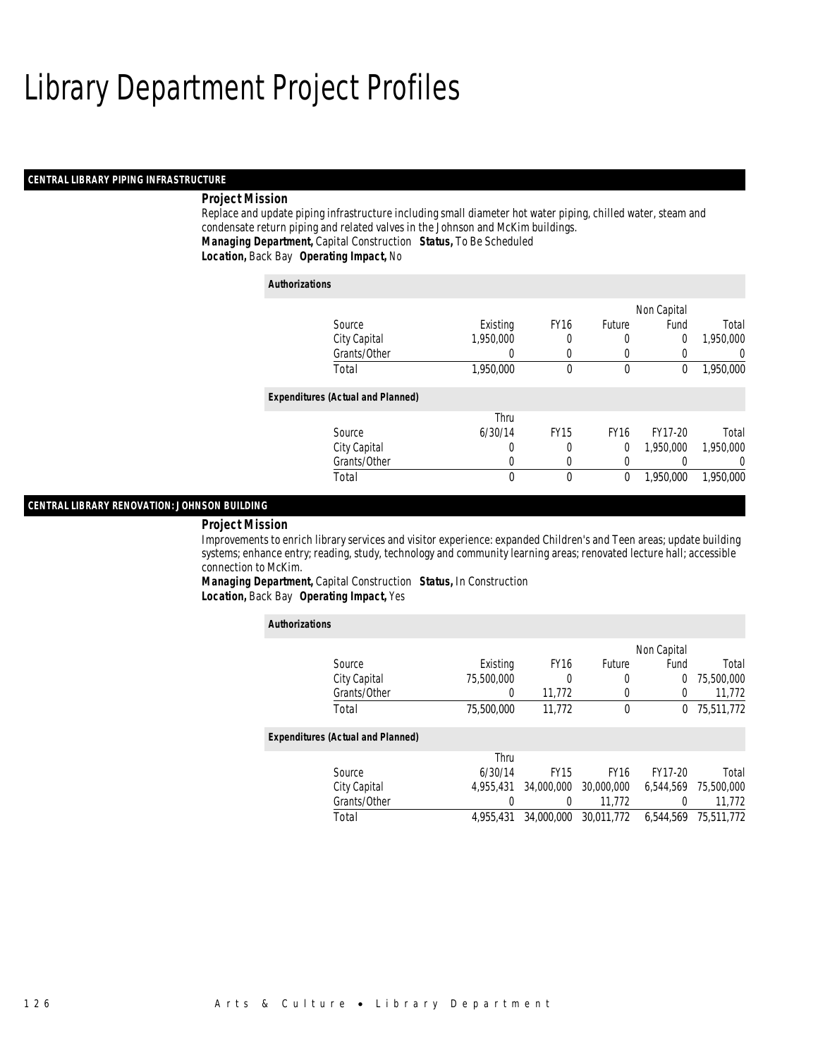# Library Department Project Profiles

## CENTRAL LIBRARY PIPING INFRASTRUCTURE

***Project Mission***

Replace and update piping infrastructure including small diameter hot water piping, chilled water, steam and condensate return piping and related valves in the Johnson and McKim buildings.

***Managing Department,*** Capital Construction ***Status,*** To Be Scheduled

***Location,*** Back Bay ***Operating Impact,*** No

***Authorizations***

| Source | Existing | FY16 | Future | Non Capital Fund | Total |
|---|---|---|---|---|---|
| City Capital | 1,950,000 | 0 | 0 | 0 | 1,950,000 |
| Grants/Other | 0 | 0 | 0 | 0 | 0 |
| Total | 1,950,000 | 0 | 0 | 0 | 1,950,000 |

***Expenditures (Actual and Planned)***

| Source | Thru 6/30/14 | FY15 | FY16 | FY17-20 | Total |
|---|---|---|---|---|---|
| City Capital | 0 | 0 | 0 | 1,950,000 | 1,950,000 |
| Grants/Other | 0 | 0 | 0 | 0 | 0 |
| Total | 0 | 0 | 0 | 1,950,000 | 1,950,000 |

## CENTRAL LIBRARY RENOVATION: JOHNSON BUILDING

***Project Mission***

Improvements to enrich library services and visitor experience: expanded Children's and Teen areas; update building systems; enhance entry; reading, study, technology and community learning areas; renovated lecture hall; accessible connection to McKim.

***Managing Department,*** Capital Construction ***Status,*** In Construction

***Location,*** Back Bay ***Operating Impact,*** Yes

***Authorizations***

| Source | Existing | FY16 | Future | Non Capital Fund | Total |
|---|---|---|---|---|---|
| City Capital | 75,500,000 | 0 | 0 | 0 | 75,500,000 |
| Grants/Other | 0 | 11,772 | 0 | 0 | 11,772 |
| Total | 75,500,000 | 11,772 | 0 | 0 | 75,511,772 |

***Expenditures (Actual and Planned)***

| Source | Thru 6/30/14 | FY15 | FY16 | FY17-20 | Total |
|---|---|---|---|---|---|
| City Capital | 4,955,431 | 34,000,000 | 30,000,000 | 6,544,569 | 75,500,000 |
| Grants/Other | 0 | 0 | 11,772 | 0 | 11,772 |
| Total | 4,955,431 | 34,000,000 | 30,011,772 | 6,544,569 | 75,511,772 |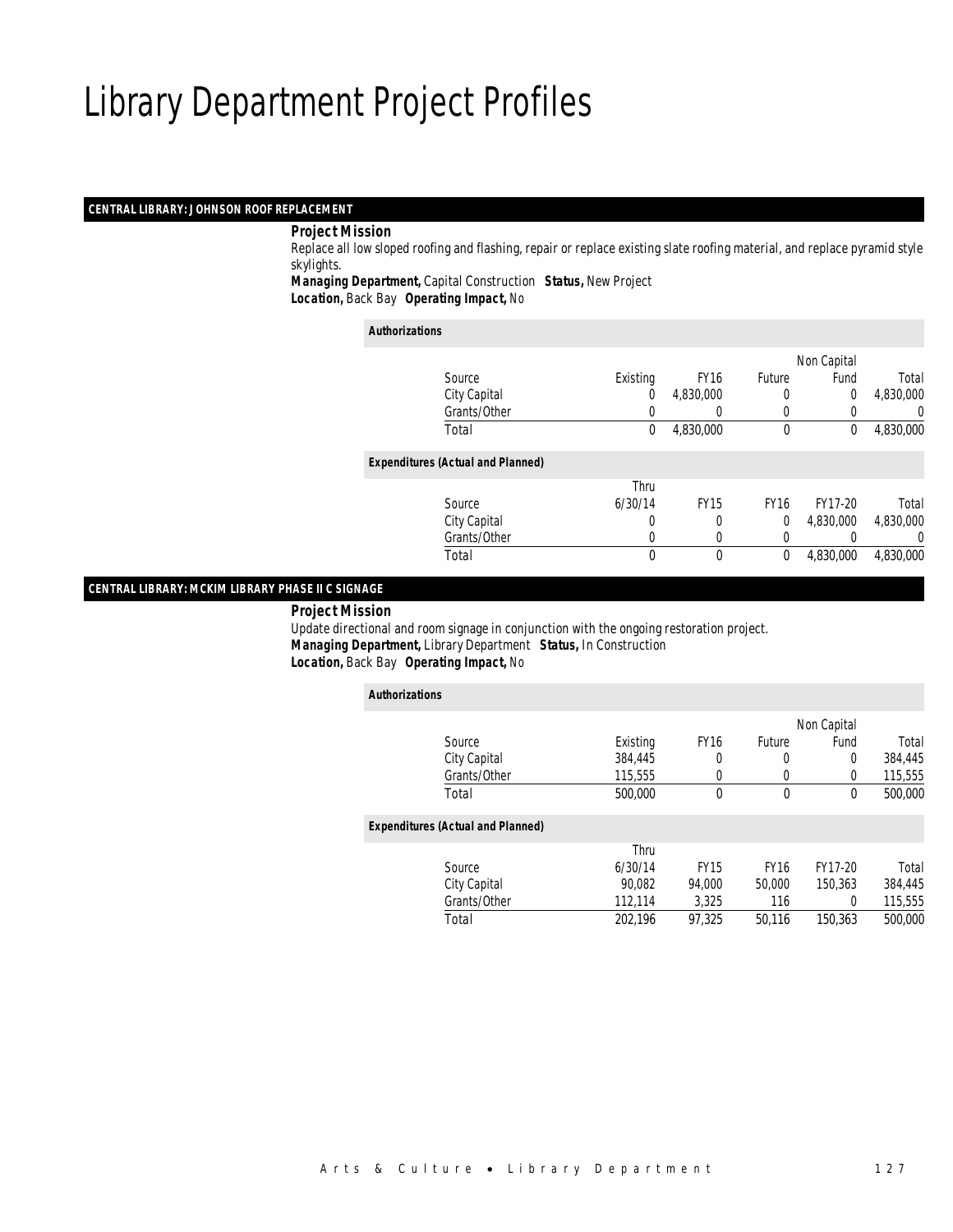# Library Department Project Profiles

## CENTRAL LIBRARY: JOHNSON ROOF REPLACEMENT

***Project Mission***

Replace all low sloped roofing and flashing, repair or replace existing slate roofing material, and replace pyramid style skylights.

***Managing Department,*** Capital Construction ***Status,*** New Project

***Location,*** Back Bay ***Operating Impact,*** No

***Authorizations***

| Source | Existing | FY16 | Future | Non Capital Fund | Total |
|---|---|---|---|---|---|
| City Capital | 0 | 4,830,000 | 0 | 0 | 4,830,000 |
| Grants/Other | 0 | 0 | 0 | 0 | 0 |
| Total | 0 | 4,830,000 | 0 | 0 | 4,830,000 |

***Expenditures (Actual and Planned)***

| Source | Thru 6/30/14 | FY15 | FY16 | FY17-20 | Total |
|---|---|---|---|---|---|
| City Capital | 0 | 0 | 0 | 4,830,000 | 4,830,000 |
| Grants/Other | 0 | 0 | 0 | 0 | 0 |
| Total | 0 | 0 | 0 | 4,830,000 | 4,830,000 |

## CENTRAL LIBRARY: MCKIM LIBRARY PHASE II C SIGNAGE

***Project Mission***

Update directional and room signage in conjunction with the ongoing restoration project.

***Managing Department,*** Library Department ***Status,*** In Construction

***Location,*** Back Bay ***Operating Impact,*** No

***Authorizations***

| Source | Existing | FY16 | Future | Non Capital Fund | Total |
|---|---|---|---|---|---|
| City Capital | 384,445 | 0 | 0 | 0 | 384,445 |
| Grants/Other | 115,555 | 0 | 0 | 0 | 115,555 |
| Total | 500,000 | 0 | 0 | 0 | 500,000 |

***Expenditures (Actual and Planned)***

| Source | Thru 6/30/14 | FY15 | FY16 | FY17-20 | Total |
|---|---|---|---|---|---|
| City Capital | 90,082 | 94,000 | 50,000 | 150,363 | 384,445 |
| Grants/Other | 112,114 | 3,325 | 116 | 0 | 115,555 |
| Total | 202,196 | 97,325 | 50,116 | 150,363 | 500,000 |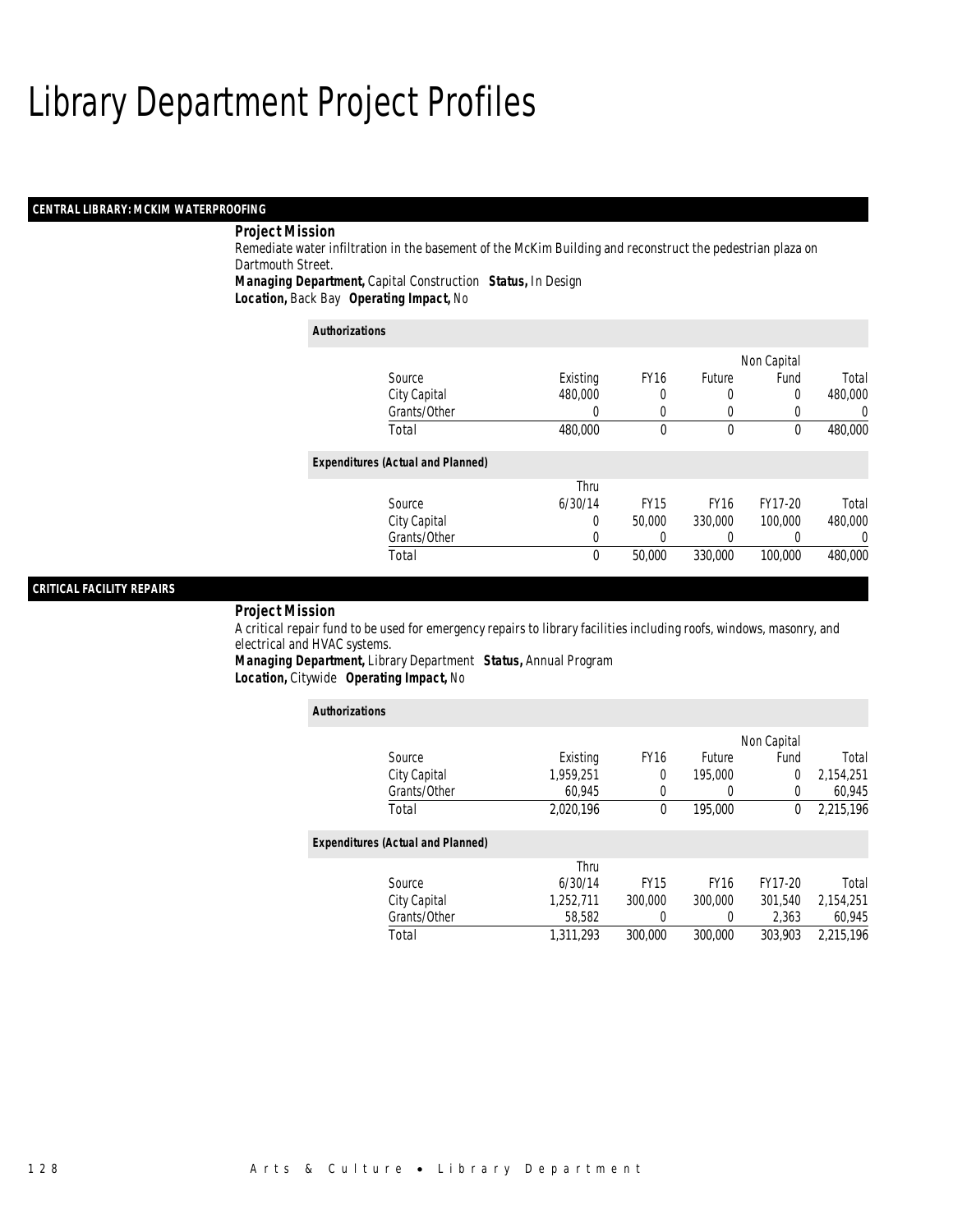# Library Department Project Profiles

## CENTRAL LIBRARY: MCKIM WATERPROOFING

***Project Mission***

Remediate water infiltration in the basement of the McKim Building and reconstruct the pedestrian plaza on Dartmouth Street.

***Managing Department,*** Capital Construction ***Status,*** In Design
***Location,*** Back Bay ***Operating Impact,*** No

***Authorizations***

| Source | Existing | FY16 | Future | Non Capital Fund | Total |
|---|---|---|---|---|---|
| City Capital | 480,000 | 0 | 0 | 0 | 480,000 |
| Grants/Other | 0 | 0 | 0 | 0 | 0 |
| Total | 480,000 | 0 | 0 | 0 | 480,000 |

***Expenditures (Actual and Planned)***

| Source | Thru 6/30/14 | FY15 | FY16 | FY17-20 | Total |
|---|---|---|---|---|---|
| City Capital | 0 | 50,000 | 330,000 | 100,000 | 480,000 |
| Grants/Other | 0 | 0 | 0 | 0 | 0 |
| Total | 0 | 50,000 | 330,000 | 100,000 | 480,000 |

## CRITICAL FACILITY REPAIRS

***Project Mission***

A critical repair fund to be used for emergency repairs to library facilities including roofs, windows, masonry, and electrical and HVAC systems.

***Managing Department,*** Library Department ***Status,*** Annual Program
***Location,*** Citywide ***Operating Impact,*** No

***Authorizations***

| Source | Existing | FY16 | Future | Non Capital Fund | Total |
|---|---|---|---|---|---|
| City Capital | 1,959,251 | 0 | 195,000 | 0 | 2,154,251 |
| Grants/Other | 60,945 | 0 | 0 | 0 | 60,945 |
| Total | 2,020,196 | 0 | 195,000 | 0 | 2,215,196 |

***Expenditures (Actual and Planned)***

| Source | Thru 6/30/14 | FY15 | FY16 | FY17-20 | Total |
|---|---|---|---|---|---|
| City Capital | 1,252,711 | 300,000 | 300,000 | 301,540 | 2,154,251 |
| Grants/Other | 58,582 | 0 | 0 | 2,363 | 60,945 |
| Total | 1,311,293 | 300,000 | 300,000 | 303,903 | 2,215,196 |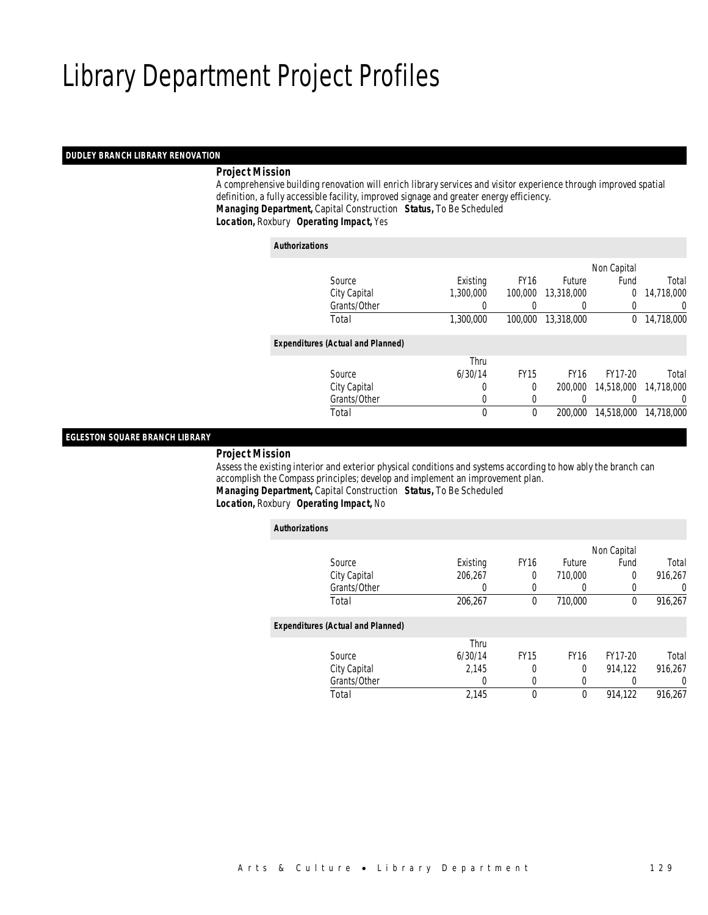# Library Department Project Profiles

## DUDLEY BRANCH LIBRARY RENOVATION

***Project Mission***

A comprehensive building renovation will enrich library services and visitor experience through improved spatial definition, a fully accessible facility, improved signage and greater energy efficiency.

***Managing Department,*** Capital Construction ***Status,*** To Be Scheduled

***Location,*** Roxbury ***Operating Impact,*** Yes

***Authorizations***

| Source | Existing | FY16 | Future | Non Capital Fund | Total |
|---|---|---|---|---|---|
| City Capital | 1,300,000 | 100,000 | 13,318,000 | 0 | 14,718,000 |
| Grants/Other | 0 | 0 | 0 | 0 | 0 |
| Total | 1,300,000 | 100,000 | 13,318,000 | 0 | 14,718,000 |

***Expenditures (Actual and Planned)***

| Source | Thru 6/30/14 | FY15 | FY16 | FY17-20 | Total |
|---|---|---|---|---|---|
| City Capital | 0 | 0 | 200,000 | 14,518,000 | 14,718,000 |
| Grants/Other | 0 | 0 | 0 | 0 | 0 |
| Total | 0 | 0 | 200,000 | 14,518,000 | 14,718,000 |

## EGLESTON SQUARE BRANCH LIBRARY

***Project Mission***

Assess the existing interior and exterior physical conditions and systems according to how ably the branch can accomplish the Compass principles; develop and implement an improvement plan.

***Managing Department,*** Capital Construction ***Status,*** To Be Scheduled

***Location,*** Roxbury ***Operating Impact,*** No

***Authorizations***

| Source | Existing | FY16 | Future | Non Capital Fund | Total |
|---|---|---|---|---|---|
| City Capital | 206,267 | 0 | 710,000 | 0 | 916,267 |
| Grants/Other | 0 | 0 | 0 | 0 | 0 |
| Total | 206,267 | 0 | 710,000 | 0 | 916,267 |

***Expenditures (Actual and Planned)***

| Source | Thru 6/30/14 | FY15 | FY16 | FY17-20 | Total |
|---|---|---|---|---|---|
| City Capital | 2,145 | 0 | 0 | 914,122 | 916,267 |
| Grants/Other | 0 | 0 | 0 | 0 | 0 |
| Total | 2,145 | 0 | 0 | 914,122 | 916,267 |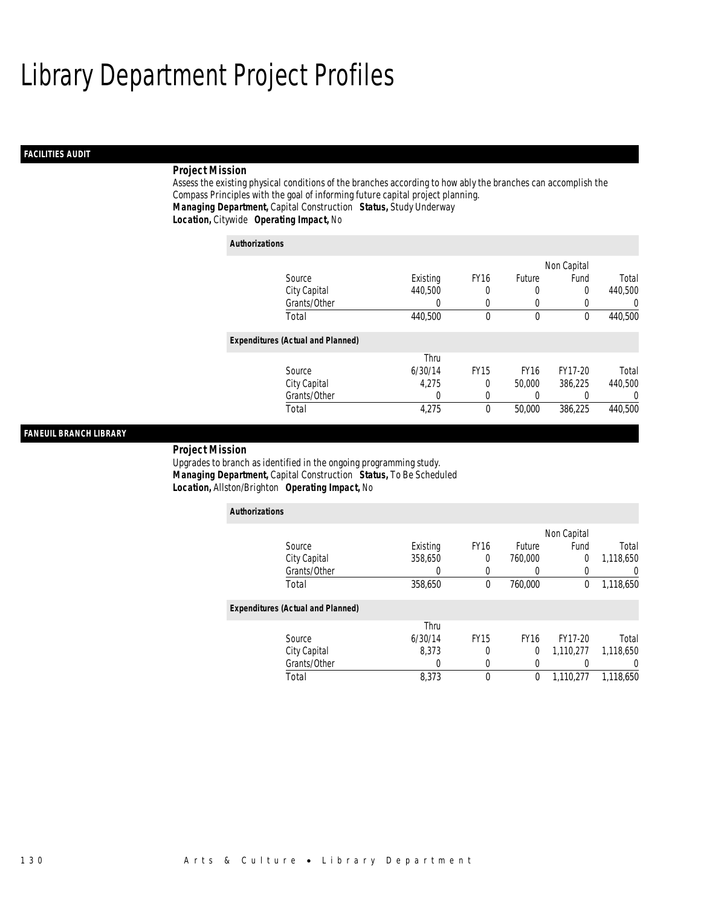# Library Department Project Profiles

## FACILITIES AUDIT

### Project Mission

Assess the existing physical conditions of the branches according to how ably the branches can accomplish the Compass Principles with the goal of informing future capital project planning.

***Managing Department,*** Capital Construction ***Status,*** Study Underway
***Location,*** Citywide ***Operating Impact,*** No

**Authorizations**

| Source | Existing | FY16 | Future | Non Capital Fund | Total |
|---|---|---|---|---|---|
| City Capital | 440,500 | 0 | 0 | 0 | 440,500 |
| Grants/Other | 0 | 0 | 0 | 0 | 0 |
| Total | 440,500 | 0 | 0 | 0 | 440,500 |

**Expenditures (Actual and Planned)**

| Source | Thru 6/30/14 | FY15 | FY16 | FY17-20 | Total |
|---|---|---|---|---|---|
| City Capital | 4,275 | 0 | 50,000 | 386,225 | 440,500 |
| Grants/Other | 0 | 0 | 0 | 0 | 0 |
| Total | 4,275 | 0 | 50,000 | 386,225 | 440,500 |

## FANEUIL BRANCH LIBRARY

### Project Mission

Upgrades to branch as identified in the ongoing programming study.

***Managing Department,*** Capital Construction ***Status,*** To Be Scheduled
***Location,*** Allston/Brighton ***Operating Impact,*** No

**Authorizations**

| Source | Existing | FY16 | Future | Non Capital Fund | Total |
|---|---|---|---|---|---|
| City Capital | 358,650 | 0 | 760,000 | 0 | 1,118,650 |
| Grants/Other | 0 | 0 | 0 | 0 | 0 |
| Total | 358,650 | 0 | 760,000 | 0 | 1,118,650 |

**Expenditures (Actual and Planned)**

| Source | Thru 6/30/14 | FY15 | FY16 | FY17-20 | Total |
|---|---|---|---|---|---|
| City Capital | 8,373 | 0 | 0 | 1,110,277 | 1,118,650 |
| Grants/Other | 0 | 0 | 0 | 0 | 0 |
| Total | 8,373 | 0 | 0 | 1,110,277 | 1,118,650 |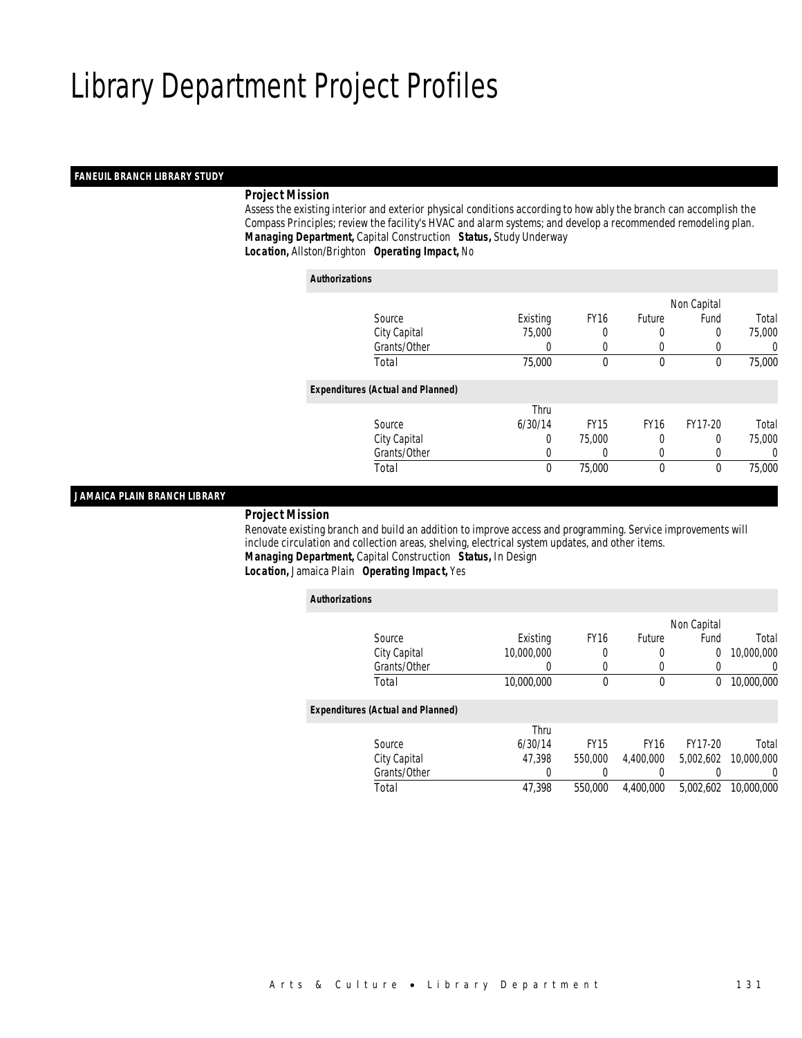# Library Department Project Profiles

## FANEUIL BRANCH LIBRARY STUDY

***Project Mission***

Assess the existing interior and exterior physical conditions according to how ably the branch can accomplish the Compass Principles; review the facility's HVAC and alarm systems; and develop a recommended remodeling plan.

***Managing Department,*** Capital Construction ***Status,*** Study Underway

***Location,*** Allston/Brighton ***Operating Impact,*** No

***Authorizations***

| Source | Existing | FY16 | Future | Non Capital Fund | Total |
|---|---|---|---|---|---|
| City Capital | 75,000 | 0 | 0 | 0 | 75,000 |
| Grants/Other | 0 | 0 | 0 | 0 | 0 |
| Total | 75,000 | 0 | 0 | 0 | 75,000 |

***Expenditures (Actual and Planned)***

| Source | Thru 6/30/14 | FY15 | FY16 | FY17-20 | Total |
|---|---|---|---|---|---|
| City Capital | 0 | 75,000 | 0 | 0 | 75,000 |
| Grants/Other | 0 | 0 | 0 | 0 | 0 |
| Total | 0 | 75,000 | 0 | 0 | 75,000 |

## JAMAICA PLAIN BRANCH LIBRARY

***Project Mission***

Renovate existing branch and build an addition to improve access and programming. Service improvements will include circulation and collection areas, shelving, electrical system updates, and other items.

***Managing Department,*** Capital Construction ***Status,*** In Design

***Location,*** Jamaica Plain ***Operating Impact,*** Yes

***Authorizations***

| Source | Existing | FY16 | Future | Non Capital Fund | Total |
|---|---|---|---|---|---|
| City Capital | 10,000,000 | 0 | 0 | 0 | 10,000,000 |
| Grants/Other | 0 | 0 | 0 | 0 | 0 |
| Total | 10,000,000 | 0 | 0 | 0 | 10,000,000 |

***Expenditures (Actual and Planned)***

| Source | Thru 6/30/14 | FY15 | FY16 | FY17-20 | Total |
|---|---|---|---|---|---|
| City Capital | 47,398 | 550,000 | 4,400,000 | 5,002,602 | 10,000,000 |
| Grants/Other | 0 | 0 | 0 | 0 | 0 |
| Total | 47,398 | 550,000 | 4,400,000 | 5,002,602 | 10,000,000 |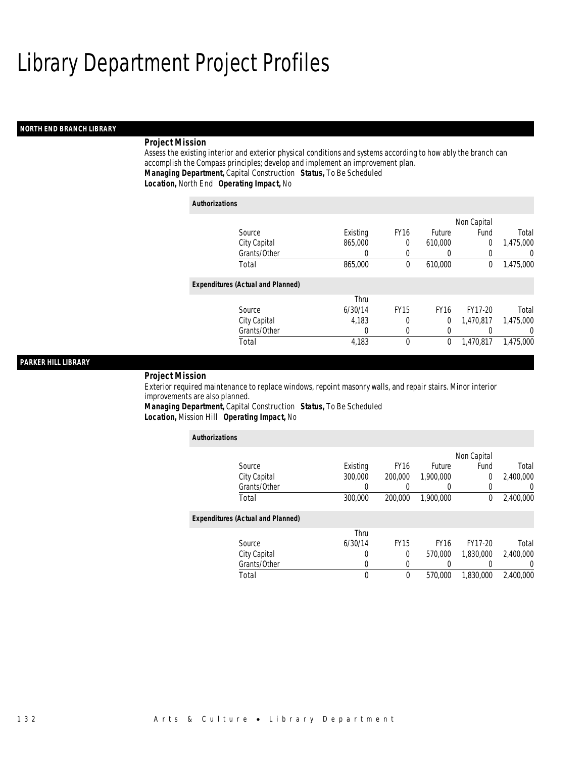# Library Department Project Profiles

## NORTH END BRANCH LIBRARY

***Project Mission***

Assess the existing interior and exterior physical conditions and systems according to how ably the branch can accomplish the Compass principles; develop and implement an improvement plan.

***Managing Department,*** Capital Construction ***Status,*** To Be Scheduled

***Location,*** North End ***Operating Impact,*** No

***Authorizations***

| Source | Existing | FY16 | Future | Non Capital Fund | Total |
|---|---|---|---|---|---|
| City Capital | 865,000 | 0 | 610,000 | 0 | 1,475,000 |
| Grants/Other | 0 | 0 | 0 | 0 | 0 |
| Total | 865,000 | 0 | 610,000 | 0 | 1,475,000 |

***Expenditures (Actual and Planned)***

| Source | Thru 6/30/14 | FY15 | FY16 | FY17-20 | Total |
|---|---|---|---|---|---|
| City Capital | 4,183 | 0 | 0 | 1,470,817 | 1,475,000 |
| Grants/Other | 0 | 0 | 0 | 0 | 0 |
| Total | 4,183 | 0 | 0 | 1,470,817 | 1,475,000 |

## PARKER HILL LIBRARY

***Project Mission***

Exterior required maintenance to replace windows, repoint masonry walls, and repair stairs. Minor interior improvements are also planned.

***Managing Department,*** Capital Construction ***Status,*** To Be Scheduled

***Location,*** Mission Hill ***Operating Impact,*** No

***Authorizations***

| Source | Existing | FY16 | Future | Non Capital Fund | Total |
|---|---|---|---|---|---|
| City Capital | 300,000 | 200,000 | 1,900,000 | 0 | 2,400,000 |
| Grants/Other | 0 | 0 | 0 | 0 | 0 |
| Total | 300,000 | 200,000 | 1,900,000 | 0 | 2,400,000 |

***Expenditures (Actual and Planned)***

| Source | Thru 6/30/14 | FY15 | FY16 | FY17-20 | Total |
|---|---|---|---|---|---|
| City Capital | 0 | 0 | 570,000 | 1,830,000 | 2,400,000 |
| Grants/Other | 0 | 0 | 0 | 0 | 0 |
| Total | 0 | 0 | 570,000 | 1,830,000 | 2,400,000 |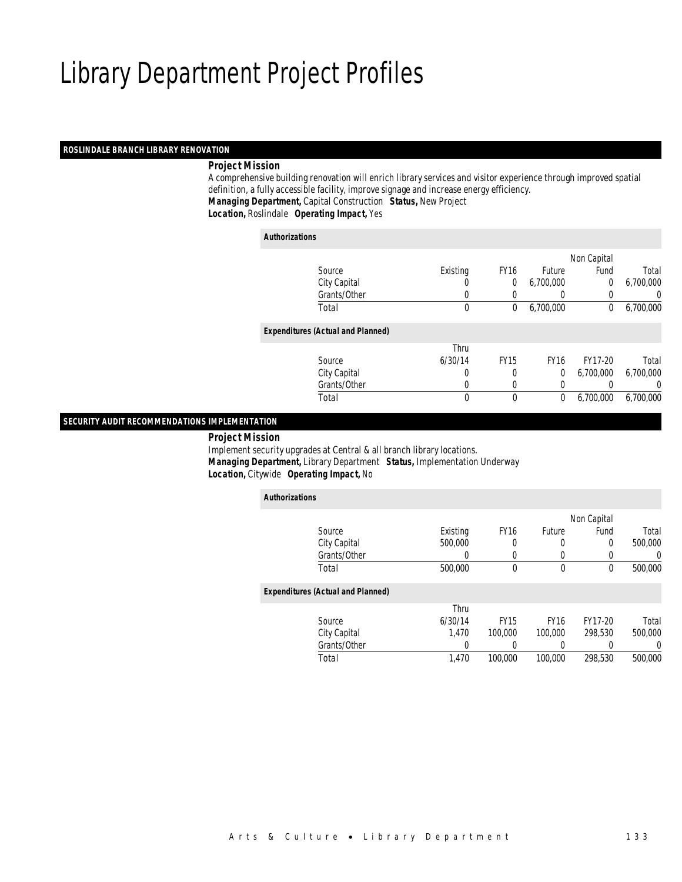# Library Department Project Profiles

## ROSLINDALE BRANCH LIBRARY RENOVATION

***Project Mission***

A comprehensive building renovation will enrich library services and visitor experience through improved spatial definition, a fully accessible facility, improve signage and increase energy efficiency.

***Managing Department,*** Capital Construction ***Status,*** New Project

***Location,*** Roslindale ***Operating Impact,*** Yes

***Authorizations***

| Source | Existing | FY16 | Future | Non Capital Fund | Total |
|---|---|---|---|---|---|
| City Capital | 0 | 0 | 6,700,000 | 0 | 6,700,000 |
| Grants/Other | 0 | 0 | 0 | 0 | 0 |
| Total | 0 | 0 | 6,700,000 | 0 | 6,700,000 |

***Expenditures (Actual and Planned)***

| Source | Thru 6/30/14 | FY15 | FY16 | FY17-20 | Total |
|---|---|---|---|---|---|
| City Capital | 0 | 0 | 0 | 6,700,000 | 6,700,000 |
| Grants/Other | 0 | 0 | 0 | 0 | 0 |
| Total | 0 | 0 | 0 | 6,700,000 | 6,700,000 |

## SECURITY AUDIT RECOMMENDATIONS IMPLEMENTATION

***Project Mission***

Implement security upgrades at Central & all branch library locations.

***Managing Department,*** Library Department ***Status,*** Implementation Underway

***Location,*** Citywide ***Operating Impact,*** No

***Authorizations***

| Source | Existing | FY16 | Future | Non Capital Fund | Total |
|---|---|---|---|---|---|
| City Capital | 500,000 | 0 | 0 | 0 | 500,000 |
| Grants/Other | 0 | 0 | 0 | 0 | 0 |
| Total | 500,000 | 0 | 0 | 0 | 500,000 |

***Expenditures (Actual and Planned)***

| Source | Thru 6/30/14 | FY15 | FY16 | FY17-20 | Total |
|---|---|---|---|---|---|
| City Capital | 1,470 | 100,000 | 100,000 | 298,530 | 500,000 |
| Grants/Other | 0 | 0 | 0 | 0 | 0 |
| Total | 1,470 | 100,000 | 100,000 | 298,530 | 500,000 |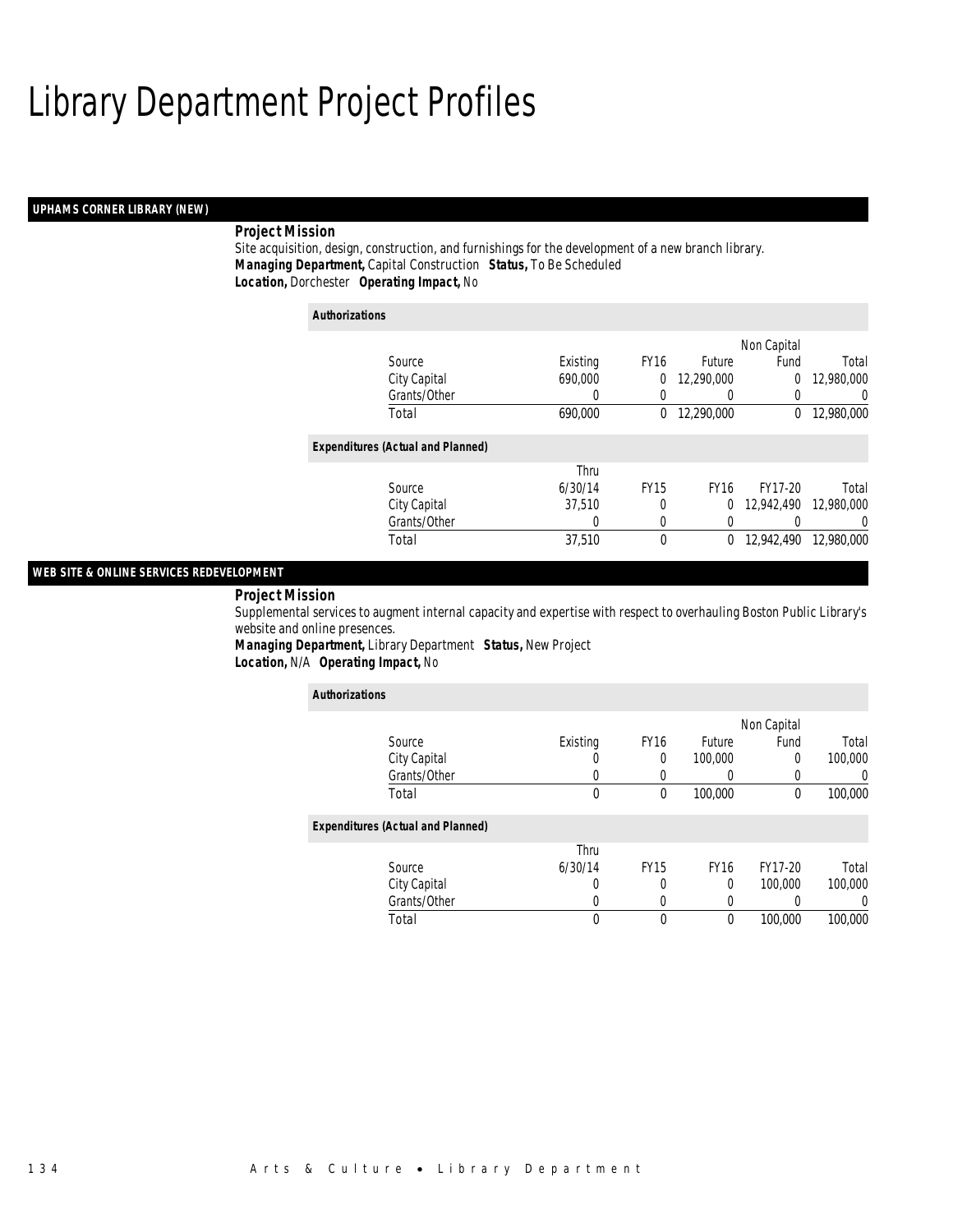# Library Department Project Profiles

## UPHAMS CORNER LIBRARY (NEW)

**Project Mission**

Site acquisition, design, construction, and furnishings for the development of a new branch library.

***Managing Department,*** Capital Construction ***Status,*** To Be Scheduled

***Location,*** Dorchester ***Operating Impact,*** No

**Authorizations**

| Source | Existing | FY16 | Future | Non Capital Fund | Total |
|---|---|---|---|---|---|
| City Capital | 690,000 | 0 | 12,290,000 | 0 | 12,980,000 |
| Grants/Other | 0 | 0 | 0 | 0 | 0 |
| Total | 690,000 | 0 | 12,290,000 | 0 | 12,980,000 |

**Expenditures (Actual and Planned)**

| Source | Thru 6/30/14 | FY15 | FY16 | FY17-20 | Total |
|---|---|---|---|---|---|
| City Capital | 37,510 | 0 | 0 | 12,942,490 | 12,980,000 |
| Grants/Other | 0 | 0 | 0 | 0 | 0 |
| Total | 37,510 | 0 | 0 | 12,942,490 | 12,980,000 |

## WEB SITE & ONLINE SERVICES REDEVELOPMENT

**Project Mission**

Supplemental services to augment internal capacity and expertise with respect to overhauling Boston Public Library's website and online presences.

***Managing Department,*** Library Department ***Status,*** New Project

***Location,*** N/A ***Operating Impact,*** No

**Authorizations**

| Source | Existing | FY16 | Future | Non Capital Fund | Total |
|---|---|---|---|---|---|
| City Capital | 0 | 0 | 100,000 | 0 | 100,000 |
| Grants/Other | 0 | 0 | 0 | 0 | 0 |
| Total | 0 | 0 | 100,000 | 0 | 100,000 |

**Expenditures (Actual and Planned)**

| Source | Thru 6/30/14 | FY15 | FY16 | FY17-20 | Total |
|---|---|---|---|---|---|
| City Capital | 0 | 0 | 0 | 100,000 | 100,000 |
| Grants/Other | 0 | 0 | 0 | 0 | 0 |
| Total | 0 | 0 | 0 | 100,000 | 100,000 |